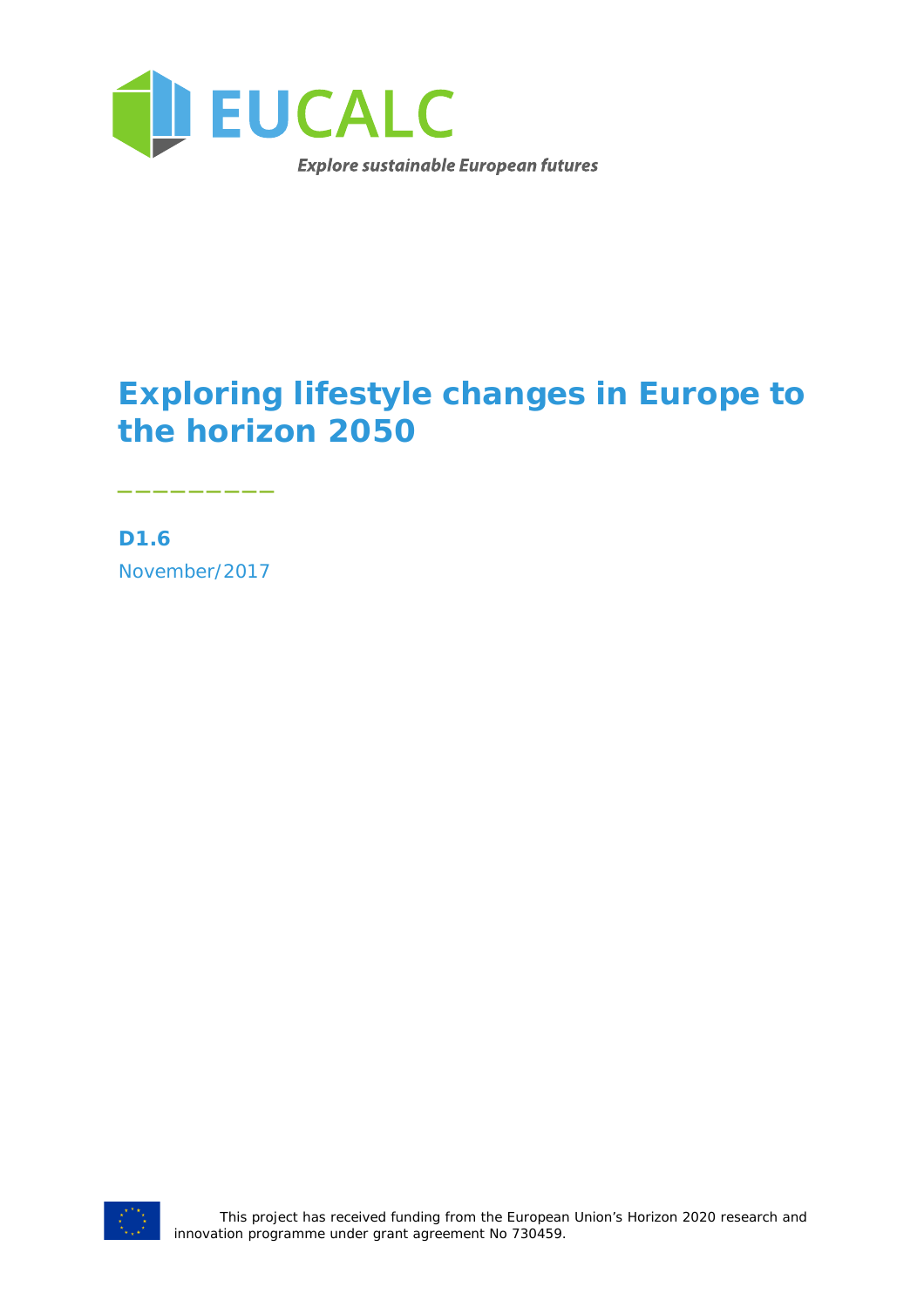EUCALC

*Explore sustainable European futures*

# Exploring lifestyle changes in Europe to the horizon 2050

**D1.6**

November/2017

This project has received funding from the European Union's Horizon 2020 research and innovation programme under grant agreement No 730459.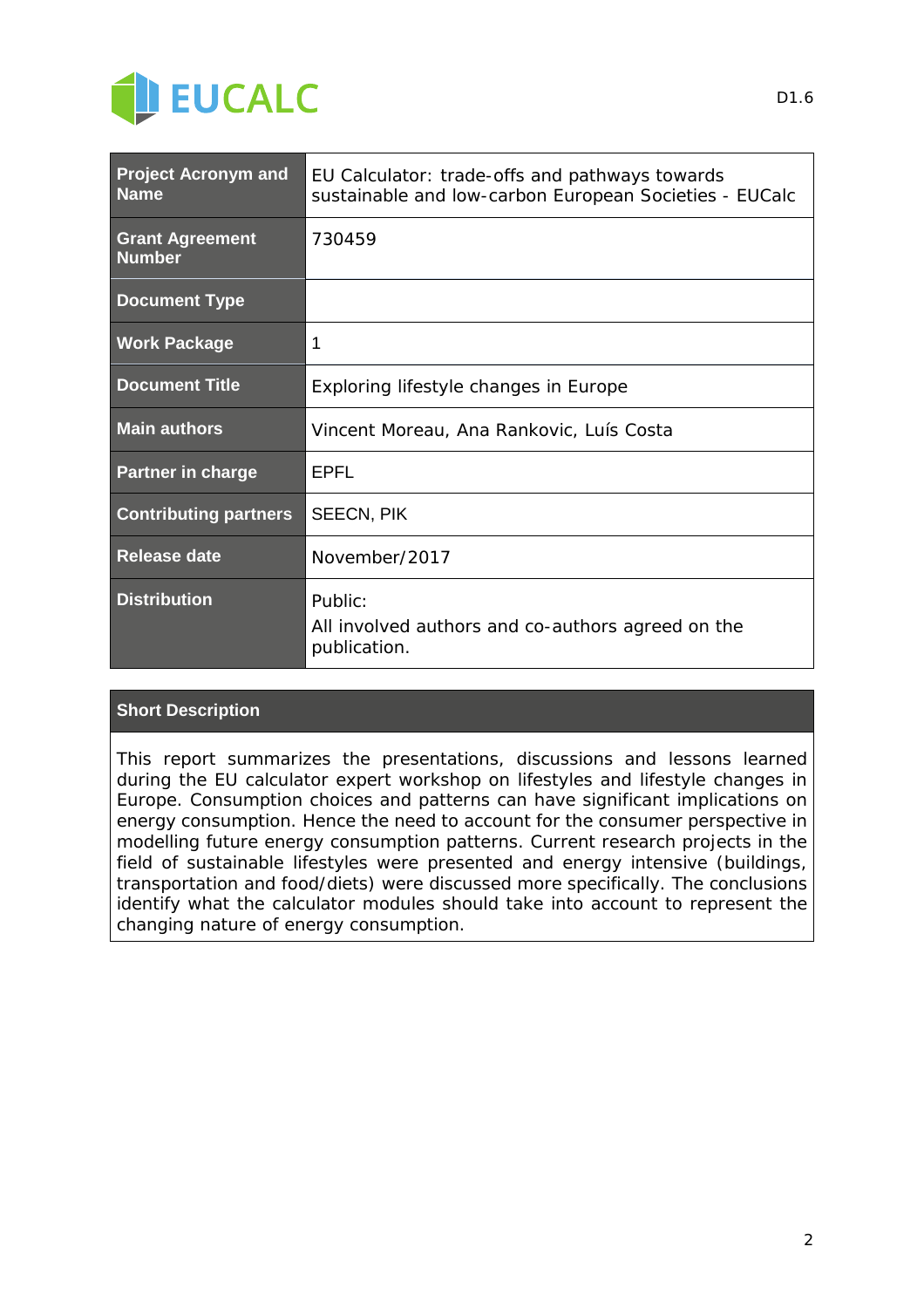| Project Acronym and Name | EU Calculator: trade-offs and pathways towards sustainable and low-carbon European Societies - EUCalc |
| --- | --- |
| Grant Agreement Number | 730459 |
| Document Type | |
| Work Package | 1 |
| Document Title | Exploring lifestyle changes in Europe |
| Main authors | Vincent Moreau, Ana Rankovic, Luís Costa |
| Partner in charge | EPFL |
| Contributing partners | SEECN, PIK |
| Release date | November/2017 |
| Distribution | Public: All involved authors and co-authors agreed on the publication. |

**Short Description**

This report summarizes the presentations, discussions and lessons learned during the EU calculator expert workshop on lifestyles and lifestyle changes in Europe. Consumption choices and patterns can have significant implications on energy consumption. Hence the need to account for the consumer perspective in modelling future energy consumption patterns. Current research projects in the field of sustainable lifestyles were presented and energy intensive (buildings, transportation and food/diets) were discussed more specifically. The conclusions identify what the calculator modules should take into account to represent the changing nature of energy consumption.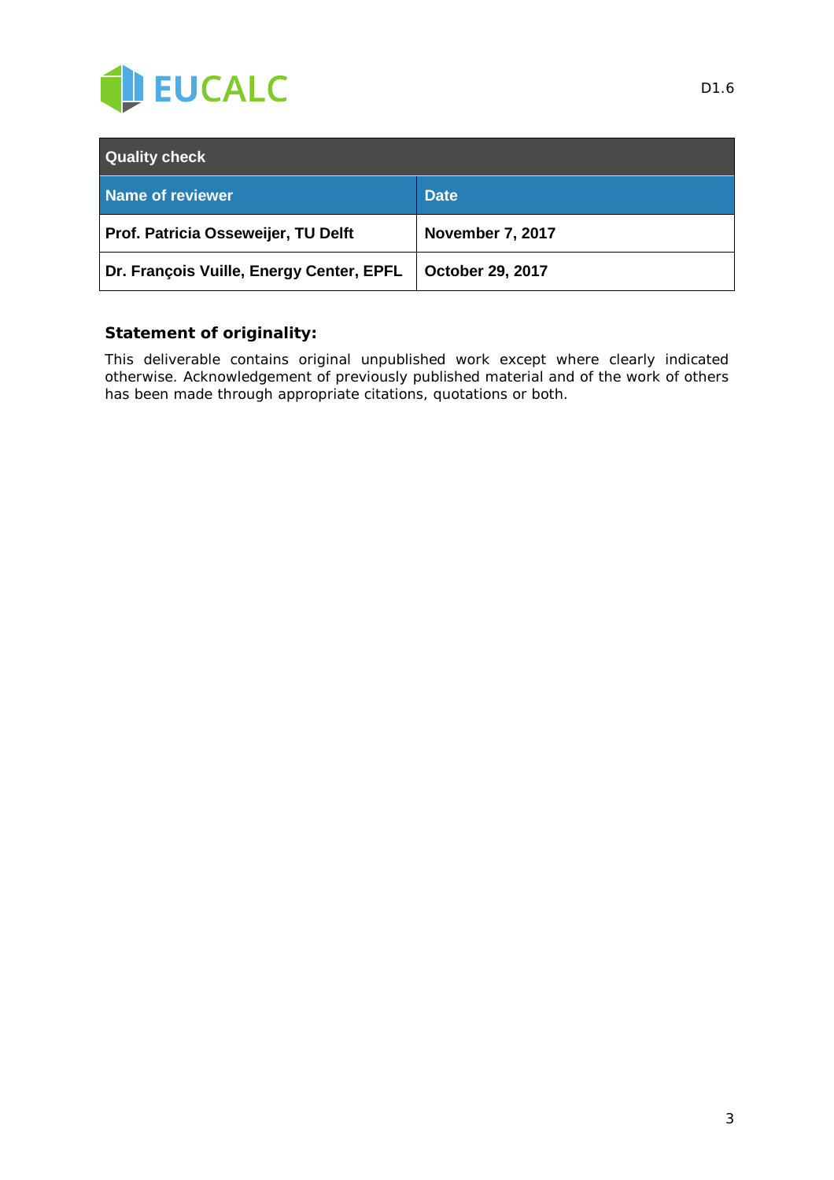| Quality check | |
|---|---|
| **Name of reviewer** | **Date** |
| **Prof. Patricia Osseweijer, TU Delft** | **November 7, 2017** |
| **Dr. François Vuille, Energy Center, EPFL** | **October 29, 2017** |

### Statement of originality:

This deliverable contains original unpublished work except where clearly indicated otherwise. Acknowledgement of previously published material and of the work of others has been made through appropriate citations, quotations or both.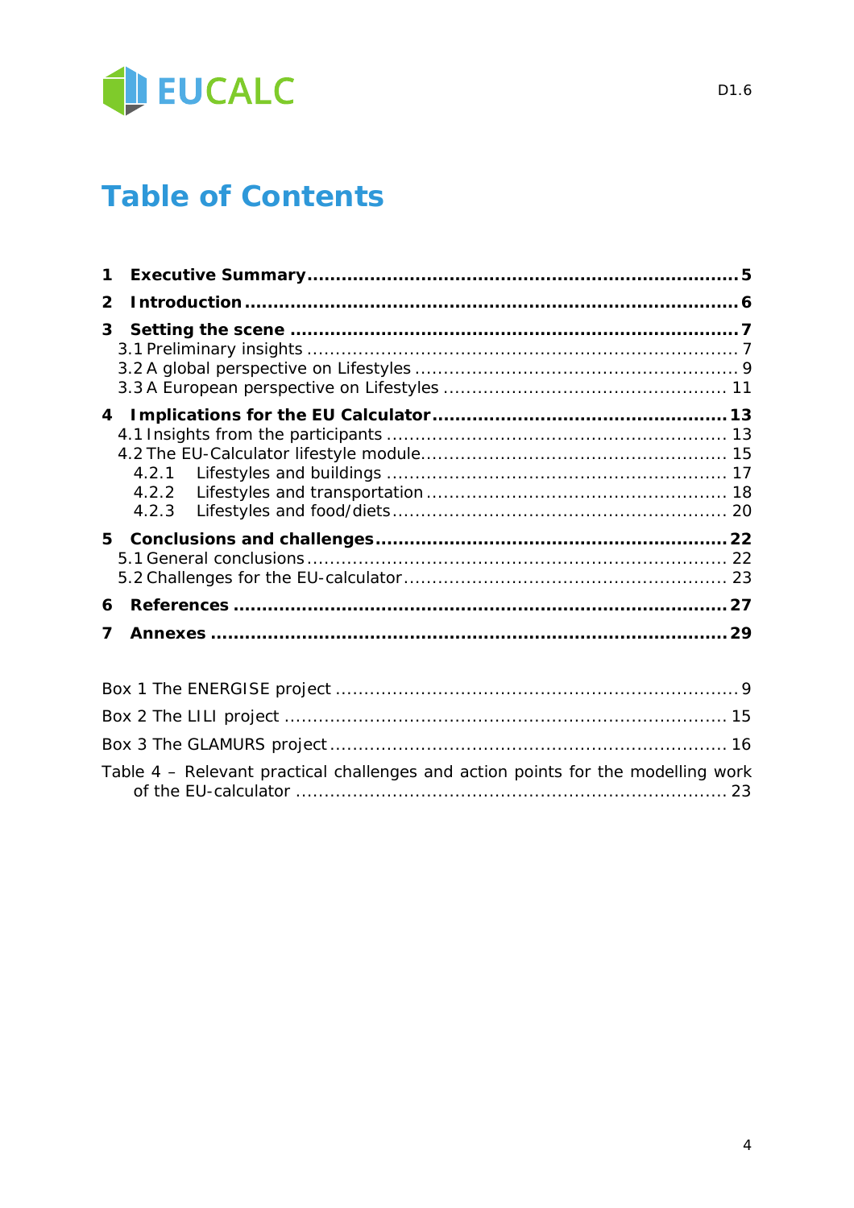# Table of Contents

**1 Executive Summary ........................................................................... 5**

**2 Introduction .................................................................................... 6**

**3 Setting the scene ............................................................................. 7**

3.1 Preliminary insights ........................................................................... 7

3.2 A global perspective on Lifestyles ........................................................ 9

3.3 A European perspective on Lifestyles ................................................. 11

**4 Implications for the EU Calculator ................................................... 13**

4.1 Insights from the participants ........................................................... 13

4.2 The EU-Calculator lifestyle module..................................................... 15

4.2.1 Lifestyles and buildings ........................................................... 17

4.2.2 Lifestyles and transportation .................................................... 18

4.2.3 Lifestyles and food/diets .......................................................... 20

**5 Conclusions and challenges ............................................................ 22**

5.1 General conclusions ........................................................................ 22

5.2 Challenges for the EU-calculator ........................................................ 23

**6 References ..................................................................................... 27**

**7 Annexes ......................................................................................... 29**

Box 1 The ENERGISE project ...................................................................... 9

Box 2 The LILI project ............................................................................. 15

Box 3 The GLAMURS project ..................................................................... 16

Table 4 – Relevant practical challenges and action points for the modelling work of the EU-calculator ........................................................................... 23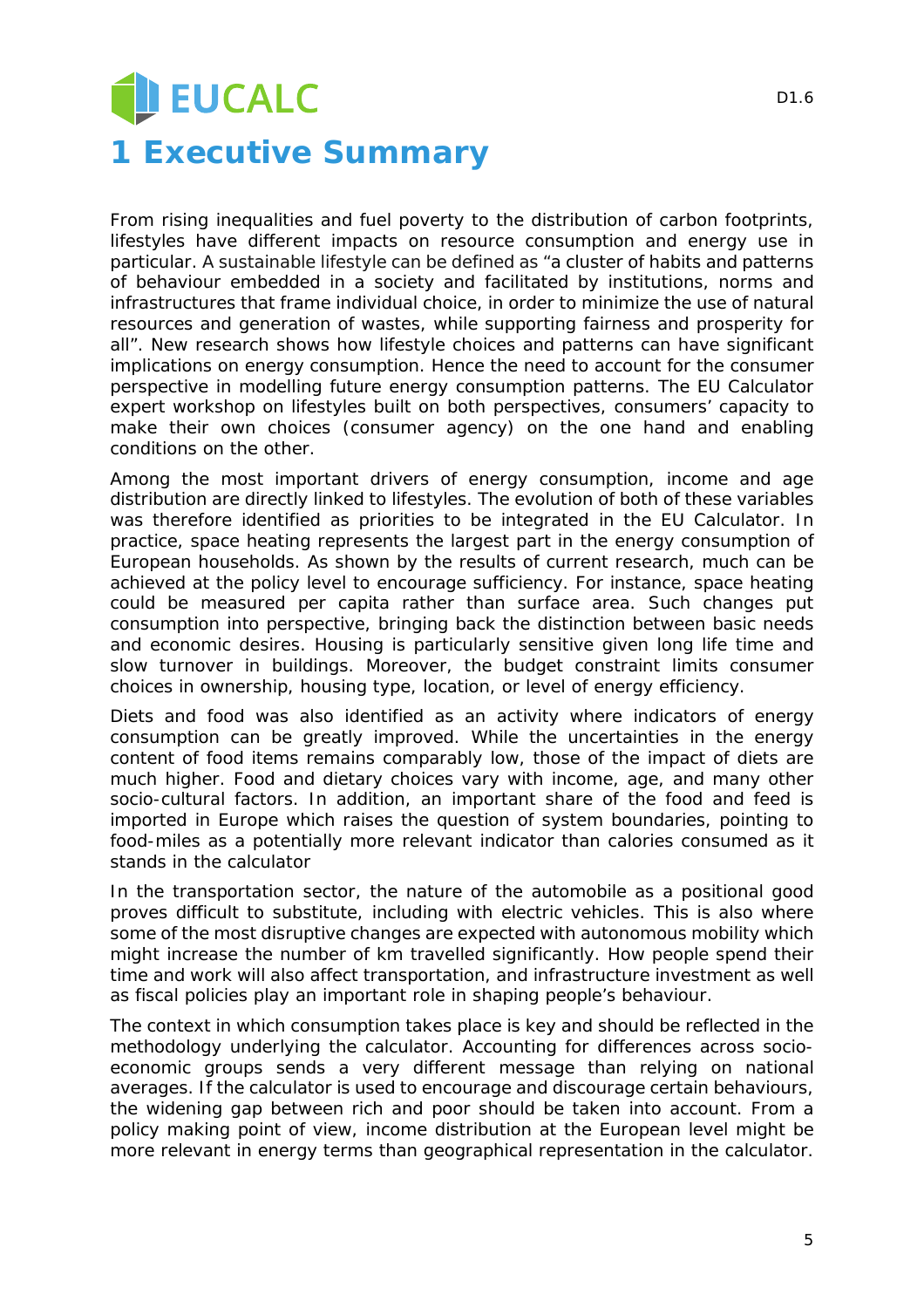# 1 Executive Summary

From rising inequalities and fuel poverty to the distribution of carbon footprints, lifestyles have different impacts on resource consumption and energy use in particular. A sustainable lifestyle can be defined as "a cluster of habits and patterns of behaviour embedded in a society and facilitated by institutions, norms and infrastructures that frame individual choice, in order to minimize the use of natural resources and generation of wastes, while supporting fairness and prosperity for all". New research shows how lifestyle choices and patterns can have significant implications on energy consumption. Hence the need to account for the consumer perspective in modelling future energy consumption patterns. The EU Calculator expert workshop on lifestyles built on both perspectives, consumers' capacity to make their own choices (consumer agency) on the one hand and enabling conditions on the other.

Among the most important drivers of energy consumption, income and age distribution are directly linked to lifestyles. The evolution of both of these variables was therefore identified as priorities to be integrated in the EU Calculator. In practice, space heating represents the largest part in the energy consumption of European households. As shown by the results of current research, much can be achieved at the policy level to encourage sufficiency. For instance, space heating could be measured per capita rather than surface area. Such changes put consumption into perspective, bringing back the distinction between basic needs and economic desires. Housing is particularly sensitive given long life time and slow turnover in buildings. Moreover, the budget constraint limits consumer choices in ownership, housing type, location, or level of energy efficiency.

Diets and food was also identified as an activity where indicators of energy consumption can be greatly improved. While the uncertainties in the energy content of food items remains comparably low, those of the impact of diets are much higher. Food and dietary choices vary with income, age, and many other socio-cultural factors. In addition, an important share of the food and feed is imported in Europe which raises the question of system boundaries, pointing to food-miles as a potentially more relevant indicator than calories consumed as it stands in the calculator

In the transportation sector, the nature of the automobile as a positional good proves difficult to substitute, including with electric vehicles. This is also where some of the most disruptive changes are expected with autonomous mobility which might increase the number of km travelled significantly. How people spend their time and work will also affect transportation, and infrastructure investment as well as fiscal policies play an important role in shaping people's behaviour.

The context in which consumption takes place is key and should be reflected in the methodology underlying the calculator. Accounting for differences across socio-economic groups sends a very different message than relying on national averages. If the calculator is used to encourage and discourage certain behaviours, the widening gap between rich and poor should be taken into account. From a policy making point of view, income distribution at the European level might be more relevant in energy terms than geographical representation in the calculator.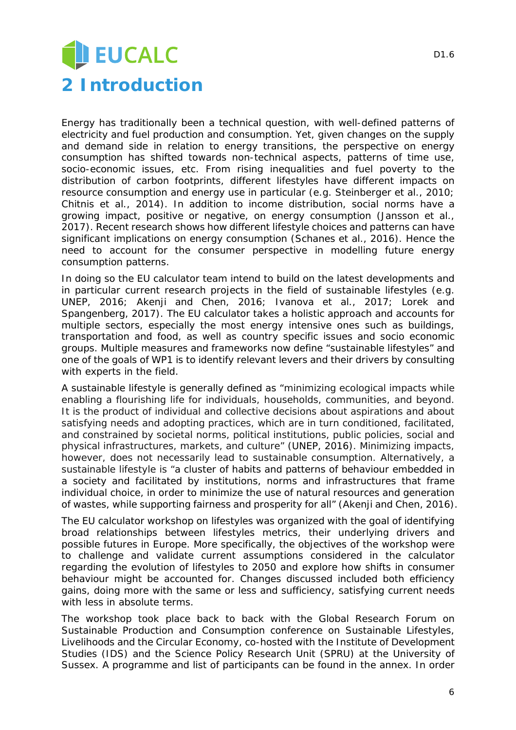# 2 Introduction

Energy has traditionally been a technical question, with well-defined patterns of electricity and fuel production and consumption. Yet, given changes on the supply and demand side in relation to energy transitions, the perspective on energy consumption has shifted towards non-technical aspects, patterns of time use, socio-economic issues, etc. From rising inequalities and fuel poverty to the distribution of carbon footprints, different lifestyles have different impacts on resource consumption and energy use in particular (e.g. Steinberger et al., 2010; Chitnis et al., 2014). In addition to income distribution, social norms have a growing impact, positive or negative, on energy consumption (Jansson et al., 2017). Recent research shows how different lifestyle choices and patterns can have significant implications on energy consumption (Schanes et al., 2016). Hence the need to account for the consumer perspective in modelling future energy consumption patterns.

In doing so the EU calculator team intend to build on the latest developments and in particular current research projects in the field of sustainable lifestyles (e.g. UNEP, 2016; Akenji and Chen, 2016; Ivanova et al., 2017; Lorek and Spangenberg, 2017). The EU calculator takes a holistic approach and accounts for multiple sectors, especially the most energy intensive ones such as buildings, transportation and food, as well as country specific issues and socio economic groups. Multiple measures and frameworks now define "sustainable lifestyles" and one of the goals of WP1 is to identify relevant levers and their drivers by consulting with experts in the field.

A sustainable lifestyle is generally defined as "minimizing ecological impacts while enabling a flourishing life for individuals, households, communities, and beyond. It is the product of individual and collective decisions about aspirations and about satisfying needs and adopting practices, which are in turn conditioned, facilitated, and constrained by societal norms, political institutions, public policies, social and physical infrastructures, markets, and culture" (UNEP, 2016). Minimizing impacts, however, does not necessarily lead to sustainable consumption. Alternatively, a sustainable lifestyle is "a cluster of habits and patterns of behaviour embedded in a society and facilitated by institutions, norms and infrastructures that frame individual choice, in order to minimize the use of natural resources and generation of wastes, while supporting fairness and prosperity for all" (Akenji and Chen, 2016).

The EU calculator workshop on lifestyles was organized with the goal of identifying broad relationships between lifestyles metrics, their underlying drivers and possible futures in Europe. More specifically, the objectives of the workshop were to challenge and validate current assumptions considered in the calculator regarding the evolution of lifestyles to 2050 and explore how shifts in consumer behaviour might be accounted for. Changes discussed included both efficiency gains, doing more with the same or less and sufficiency, satisfying current needs with less in absolute terms.

The workshop took place back to back with the Global Research Forum on Sustainable Production and Consumption conference on Sustainable Lifestyles, Livelihoods and the Circular Economy, co-hosted with the Institute of Development Studies (IDS) and the Science Policy Research Unit (SPRU) at the University of Sussex. A programme and list of participants can be found in the annex. In order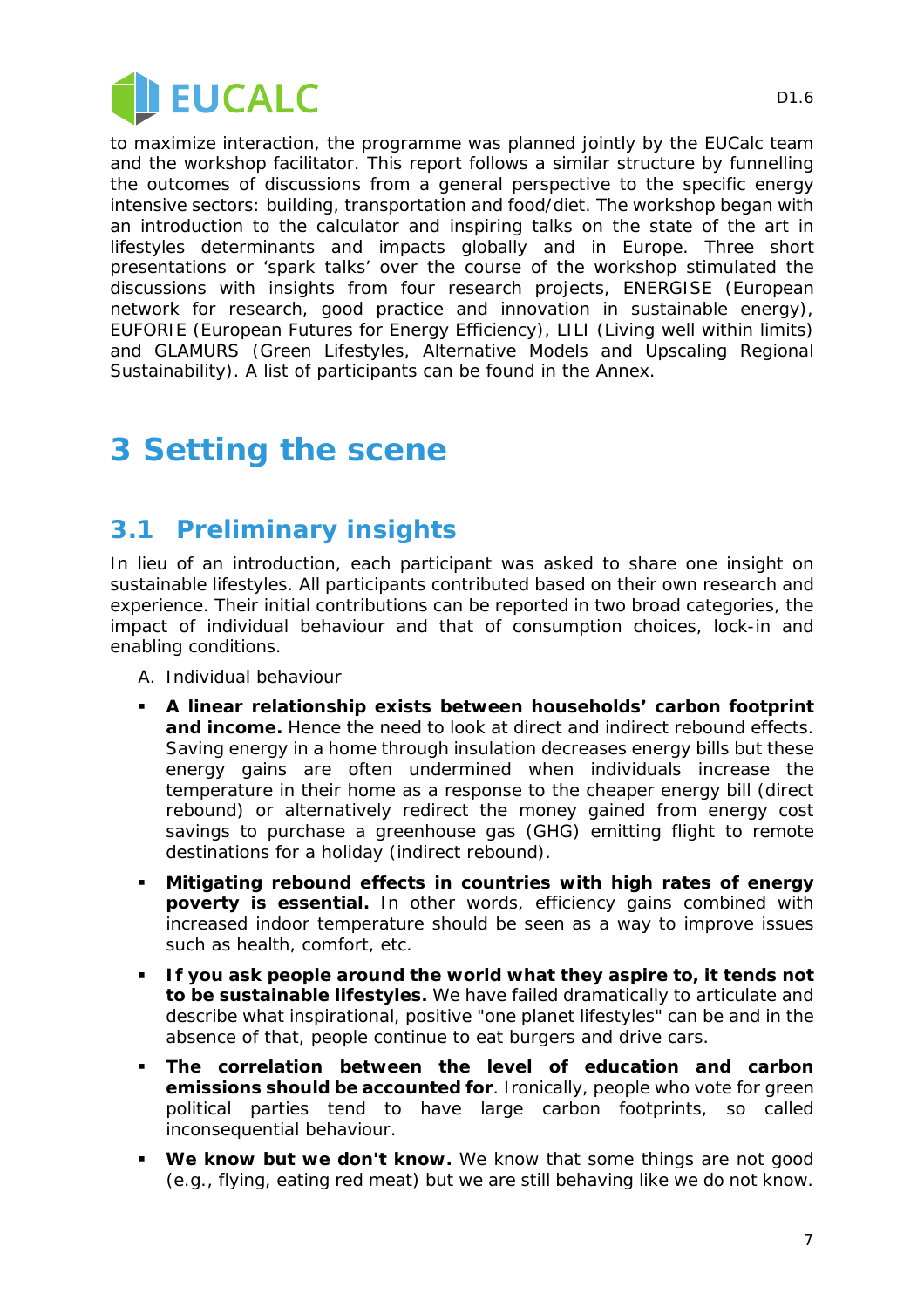to maximize interaction, the programme was planned jointly by the EUCalc team and the workshop facilitator. This report follows a similar structure by funnelling the outcomes of discussions from a general perspective to the specific energy intensive sectors: building, transportation and food/diet. The workshop began with an introduction to the calculator and inspiring talks on the state of the art in lifestyles determinants and impacts globally and in Europe. Three short presentations or 'spark talks' over the course of the workshop stimulated the discussions with insights from four research projects, ENERGISE (European network for research, good practice and innovation in sustainable energy), EUFORIE (European Futures for Energy Efficiency), LILI (Living well within limits) and GLAMURS (Green Lifestyles, Alternative Models and Upscaling Regional Sustainability). A list of participants can be found in the Annex.

# 3 Setting the scene

## 3.1 Preliminary insights

In lieu of an introduction, each participant was asked to share one insight on sustainable lifestyles. All participants contributed based on their own research and experience. Their initial contributions can be reported in two broad categories, the impact of individual behaviour and that of consumption choices, lock-in and enabling conditions.

A. Individual behaviour

- **A linear relationship exists between households' carbon footprint and income.** Hence the need to look at direct and indirect rebound effects. Saving energy in a home through insulation decreases energy bills but these energy gains are often undermined when individuals increase the temperature in their home as a response to the cheaper energy bill (direct rebound) or alternatively redirect the money gained from energy cost savings to purchase a greenhouse gas (GHG) emitting flight to remote destinations for a holiday (indirect rebound).
- **Mitigating rebound effects in countries with high rates of energy poverty is essential.** In other words, efficiency gains combined with increased indoor temperature should be seen as a way to improve issues such as health, comfort, etc.
- **If you ask people around the world what they aspire to, it tends not to be sustainable lifestyles.** We have failed dramatically to articulate and describe what inspirational, positive "one planet lifestyles" can be and in the absence of that, people continue to eat burgers and drive cars.
- **The correlation between the level of education and carbon emissions should be accounted for**. Ironically, people who vote for green political parties tend to have large carbon footprints, so called inconsequential behaviour.
- **We know but we don't know.** We know that some things are not good (e.g., flying, eating red meat) but we are still behaving like we do not know.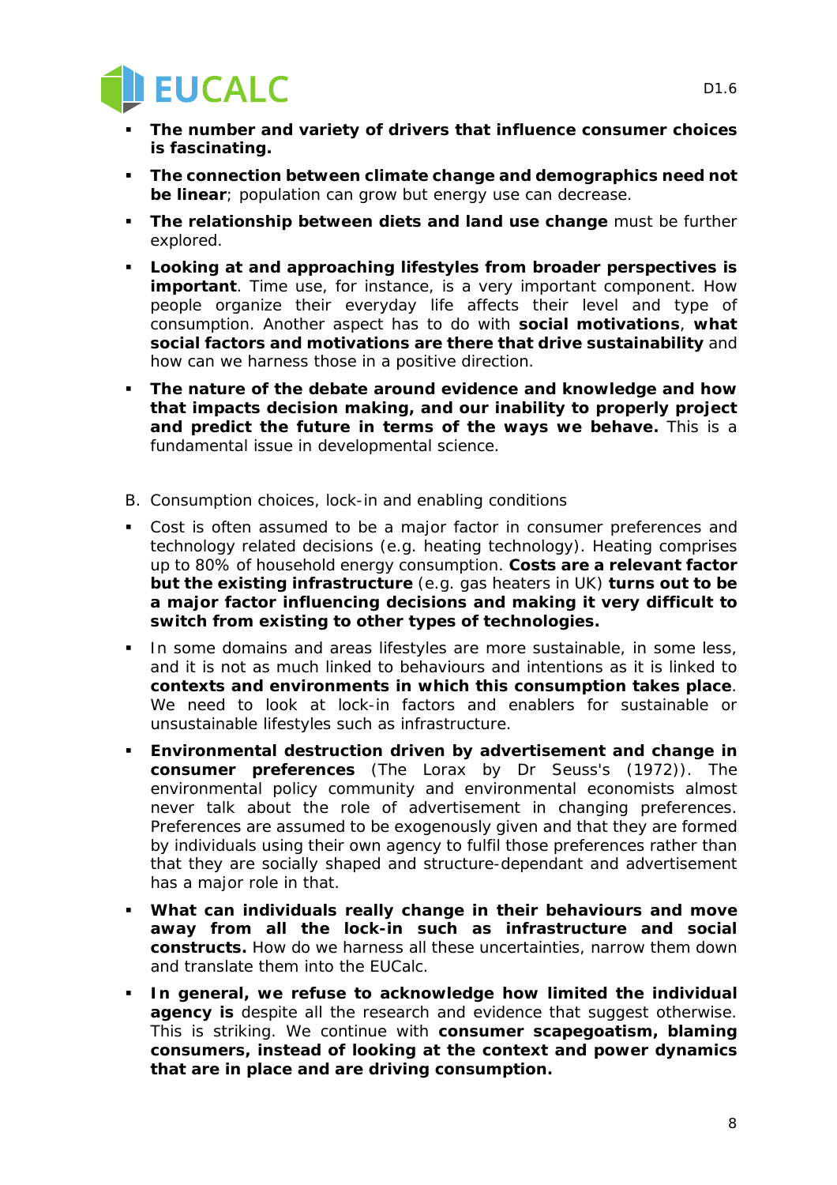- **The number and variety of drivers that influence consumer choices is fascinating.**
- **The connection between climate change and demographics need not be linear**; population can grow but energy use can decrease.
- **The relationship between diets and land use change** must be further explored.
- **Looking at and approaching lifestyles from broader perspectives is important**. Time use, for instance, is a very important component. How people organize their everyday life affects their level and type of consumption. Another aspect has to do with **social motivations**, **what social factors and motivations are there that drive sustainability** and how can we harness those in a positive direction.
- **The nature of the debate around evidence and knowledge and how that impacts decision making, and our inability to properly project and predict the future in terms of the ways we behave.** This is a fundamental issue in developmental science.

B. Consumption choices, lock-in and enabling conditions

- Cost is often assumed to be a major factor in consumer preferences and technology related decisions (e.g. heating technology). Heating comprises up to 80% of household energy consumption. **Costs are a relevant factor but the existing infrastructure** (e.g. gas heaters in UK) **turns out to be a major factor influencing decisions and making it very difficult to switch from existing to other types of technologies.**
- In some domains and areas lifestyles are more sustainable, in some less, and it is not as much linked to behaviours and intentions as it is linked to **contexts and environments in which this consumption takes place**. We need to look at lock-in factors and enablers for sustainable or unsustainable lifestyles such as infrastructure.
- **Environmental destruction driven by advertisement and change in consumer preferences** (The Lorax by Dr Seuss's (1972)). The environmental policy community and environmental economists almost never talk about the role of advertisement in changing preferences. Preferences are assumed to be exogenously given and that they are formed by individuals using their own agency to fulfil those preferences rather than that they are socially shaped and structure-dependant and advertisement has a major role in that.
- **What can individuals really change in their behaviours and move away from all the lock-in such as infrastructure and social constructs.** How do we harness all these uncertainties, narrow them down and translate them into the EUCalc.
- **In general, we refuse to acknowledge how limited the individual agency is** despite all the research and evidence that suggest otherwise. This is striking. We continue with **consumer scapegoatism, blaming consumers, instead of looking at the context and power dynamics that are in place and are driving consumption.**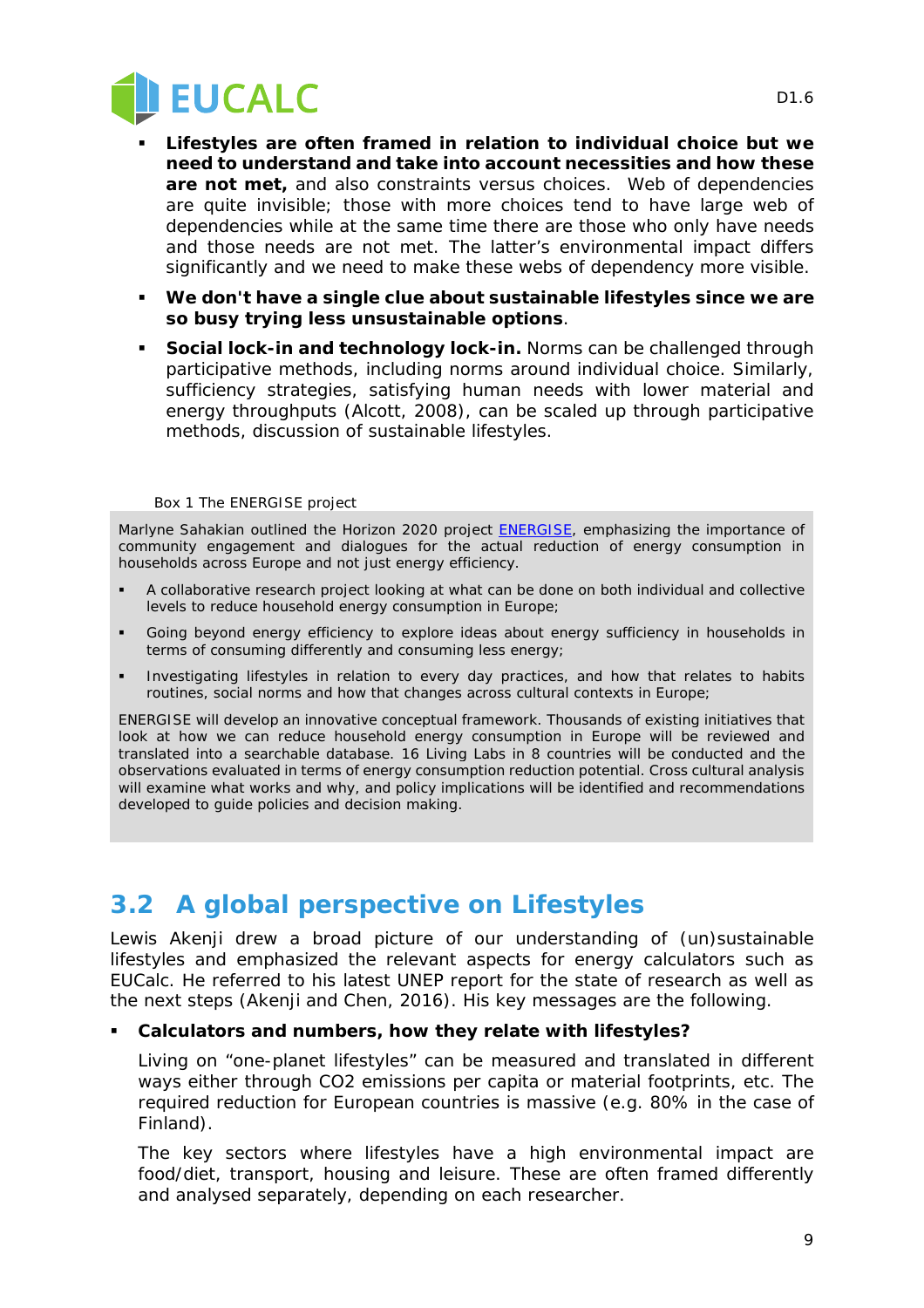- **Lifestyles are often framed in relation to individual choice but we need to understand and take into account necessities and how these are not met,** and also constraints versus choices. Web of dependencies are quite invisible; those with more choices tend to have large web of dependencies while at the same time there are those who only have needs and those needs are not met. The latter's environmental impact differs significantly and we need to make these webs of dependency more visible.
- **We don't have a single clue about sustainable lifestyles since we are so busy trying less unsustainable options**.
- **Social lock-in and technology lock-in.** Norms can be challenged through participative methods, including norms around individual choice. Similarly, sufficiency strategies, satisfying human needs with lower material and energy throughputs (Alcott, 2008), can be scaled up through participative methods, discussion of sustainable lifestyles.

Box 1 The ENERGISE project

Marlyne Sahakian outlined the Horizon 2020 project ENERGISE, emphasizing the importance of community engagement and dialogues for the actual reduction of energy consumption in households across Europe and not just energy efficiency.

- A collaborative research project looking at what can be done on both individual and collective levels to reduce household energy consumption in Europe;
- Going beyond energy efficiency to explore ideas about energy sufficiency in households in terms of consuming differently and consuming less energy;
- Investigating lifestyles in relation to every day practices, and how that relates to habits routines, social norms and how that changes across cultural contexts in Europe;

ENERGISE will develop an innovative conceptual framework. Thousands of existing initiatives that look at how we can reduce household energy consumption in Europe will be reviewed and translated into a searchable database. 16 Living Labs in 8 countries will be conducted and the observations evaluated in terms of energy consumption reduction potential. Cross cultural analysis will examine what works and why, and policy implications will be identified and recommendations developed to guide policies and decision making.

## 3.2 A global perspective on Lifestyles

Lewis Akenji drew a broad picture of our understanding of (un)sustainable lifestyles and emphasized the relevant aspects for energy calculators such as EUCalc. He referred to his latest UNEP report for the state of research as well as the next steps (Akenji and Chen, 2016). His key messages are the following.

- **Calculators and numbers, how they relate with lifestyles?**

  Living on "one-planet lifestyles" can be measured and translated in different ways either through CO2 emissions per capita or material footprints, etc. The required reduction for European countries is massive (e.g. 80% in the case of Finland).

  The key sectors where lifestyles have a high environmental impact are food/diet, transport, housing and leisure. These are often framed differently and analysed separately, depending on each researcher.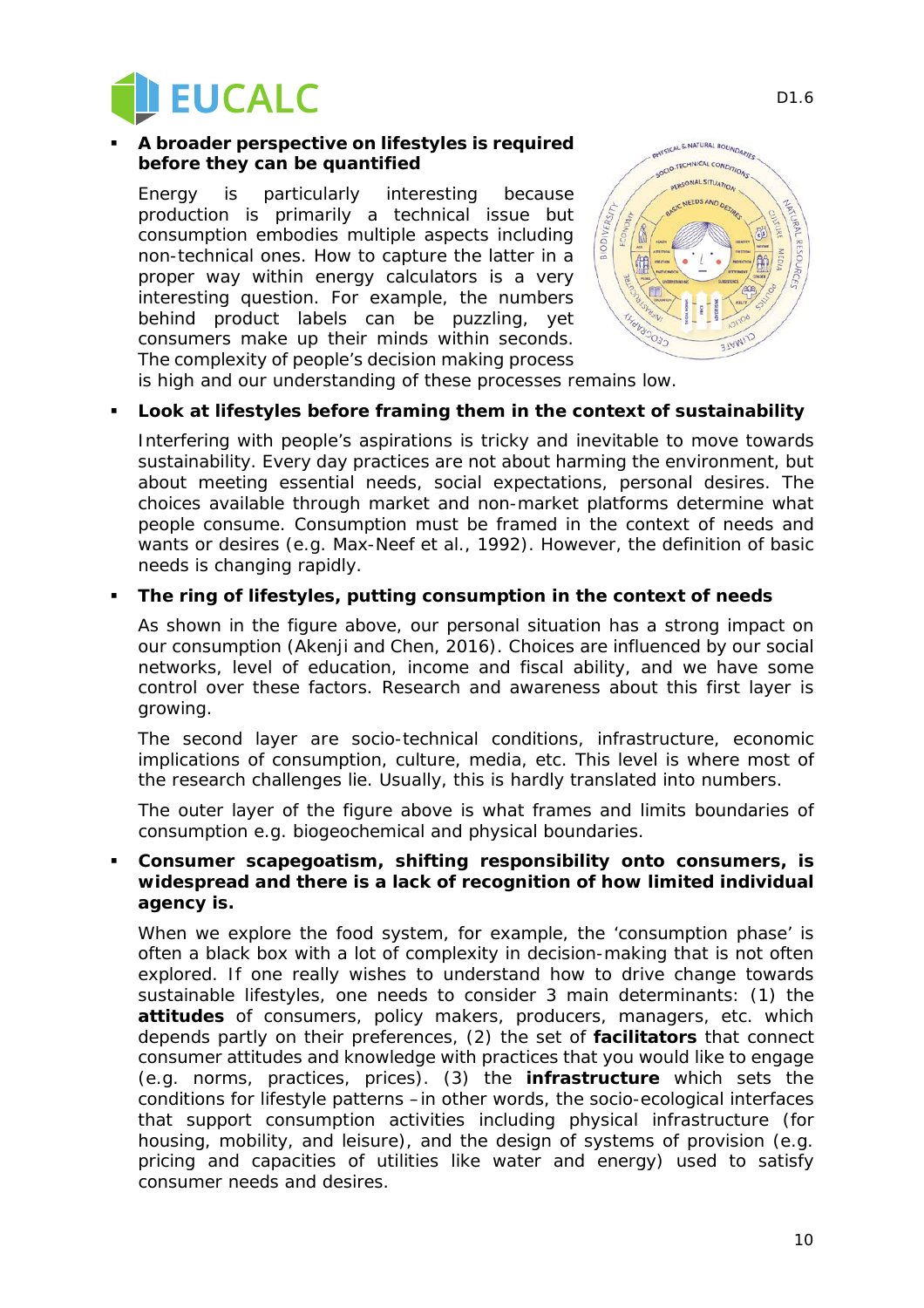- **A broader perspective on lifestyles is required before they can be quantified**

  Energy is particularly interesting because production is primarily a technical issue but consumption embodies multiple aspects including non-technical ones. How to capture the latter in a proper way within energy calculators is a very interesting question. For example, the numbers behind product labels can be puzzling, yet consumers make up their minds within seconds. The complexity of people's decision making process is high and our understanding of these processes remains low.

- **Look at lifestyles before framing them in the context of sustainability**

  Interfering with people's aspirations is tricky and inevitable to move towards sustainability. Every day practices are not about harming the environment, but about meeting essential needs, social expectations, personal desires. The choices available through market and non-market platforms determine what people consume. Consumption must be framed in the context of needs and wants or desires (e.g. Max-Neef et al., 1992). However, the definition of basic needs is changing rapidly.

- **The ring of lifestyles, putting consumption in the context of needs**

  As shown in the figure above, our personal situation has a strong impact on our consumption (Akenji and Chen, 2016). Choices are influenced by our social networks, level of education, income and fiscal ability, and we have some control over these factors. Research and awareness about this first layer is growing.

  The second layer are socio-technical conditions, infrastructure, economic implications of consumption, culture, media, etc. This level is where most of the research challenges lie. Usually, this is hardly translated into numbers.

  The outer layer of the figure above is what frames and limits boundaries of consumption e.g. biogeochemical and physical boundaries.

- **Consumer scapegoatism, shifting responsibility onto consumers, is widespread and there is a lack of recognition of how limited individual agency is.**

  When we explore the food system, for example, the 'consumption phase' is often a black box with a lot of complexity in decision-making that is not often explored. If one really wishes to understand how to drive change towards sustainable lifestyles, one needs to consider 3 main determinants: (1) the **attitudes** of consumers, policy makers, producers, managers, etc. which depends partly on their preferences, (2) the set of **facilitators** that connect consumer attitudes and knowledge with practices that you would like to engage (e.g. norms, practices, prices). (3) the **infrastructure** which sets the conditions for lifestyle patterns – in other words, the socio-ecological interfaces that support consumption activities including physical infrastructure (for housing, mobility, and leisure), and the design of systems of provision (e.g. pricing and capacities of utilities like water and energy) used to satisfy consumer needs and desires.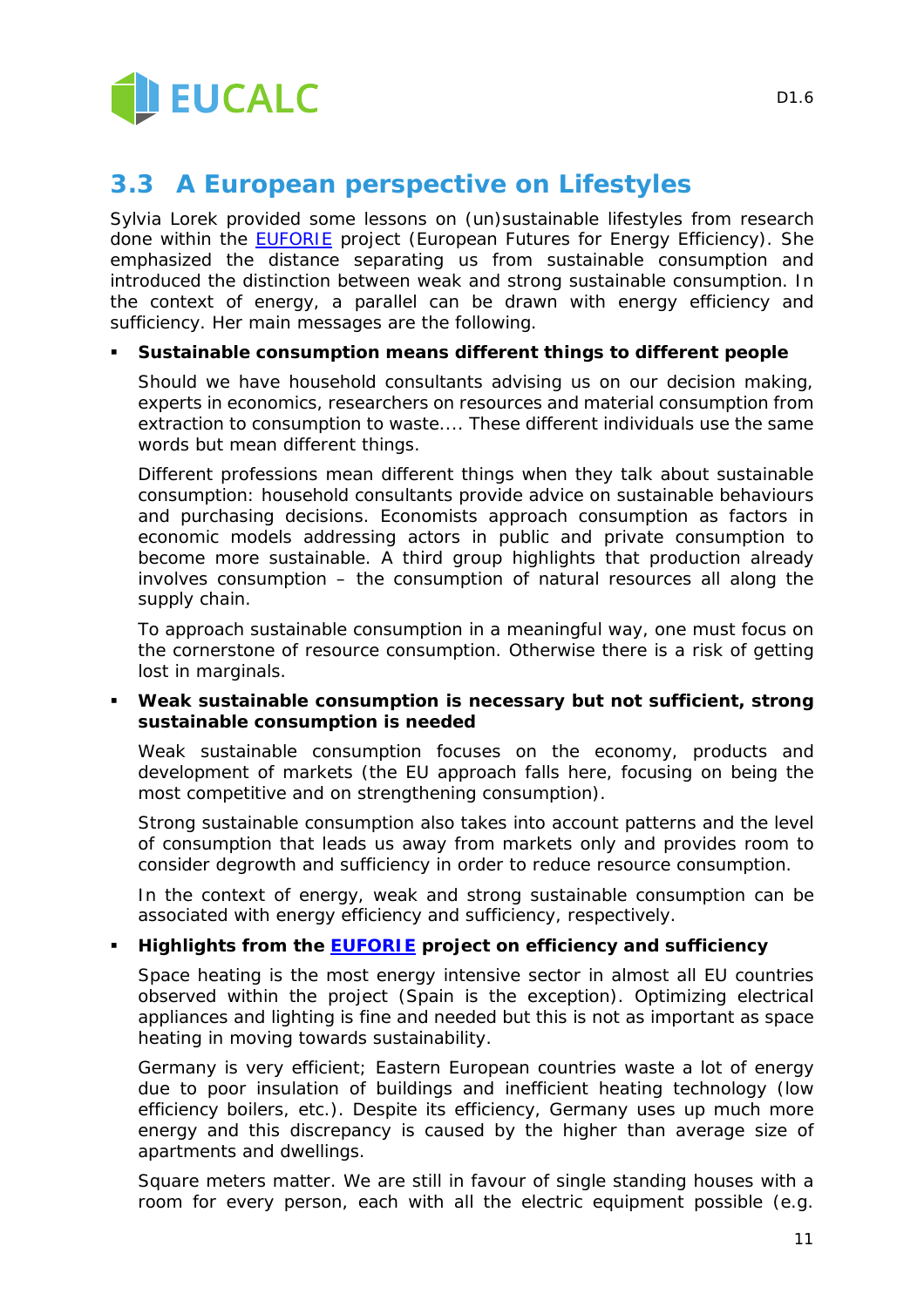## 3.3 A European perspective on Lifestyles

Sylvia Lorek provided some lessons on (un)sustainable lifestyles from research done within the [EUFORIE](#) project (European Futures for Energy Efficiency). She emphasized the distance separating us from sustainable consumption and introduced the distinction between weak and strong sustainable consumption. In the context of energy, a parallel can be drawn with energy efficiency and sufficiency. Her main messages are the following.

- **Sustainable consumption means different things to different people**

  Should we have household consultants advising us on our decision making, experts in economics, researchers on resources and material consumption from extraction to consumption to waste.... These different individuals use the same words but mean different things.

  Different professions mean different things when they talk about sustainable consumption: household consultants provide advice on sustainable behaviours and purchasing decisions. Economists approach consumption as factors in economic models addressing actors in public and private consumption to become more sustainable. A third group highlights that production already involves consumption – the consumption of natural resources all along the supply chain.

  To approach sustainable consumption in a meaningful way, one must focus on the cornerstone of resource consumption. Otherwise there is a risk of getting lost in marginals.

- **Weak sustainable consumption is necessary but not sufficient, strong sustainable consumption is needed**

  Weak sustainable consumption focuses on the economy, products and development of markets (the EU approach falls here, focusing on being the most competitive and on strengthening consumption).

  Strong sustainable consumption also takes into account patterns and the level of consumption that leads us away from markets only and provides room to consider degrowth and sufficiency in order to reduce resource consumption.

  In the context of energy, weak and strong sustainable consumption can be associated with energy efficiency and sufficiency, respectively.

- **Highlights from the [EUFORIE](#) project on efficiency and sufficiency**

  Space heating is the most energy intensive sector in almost all EU countries observed within the project (Spain is the exception). Optimizing electrical appliances and lighting is fine and needed but this is not as important as space heating in moving towards sustainability.

  Germany is very efficient; Eastern European countries waste a lot of energy due to poor insulation of buildings and inefficient heating technology (low efficiency boilers, etc.). Despite its efficiency, Germany uses up much more energy and this discrepancy is caused by the higher than average size of apartments and dwellings.

  Square meters matter. We are still in favour of single standing houses with a room for every person, each with all the electric equipment possible (e.g.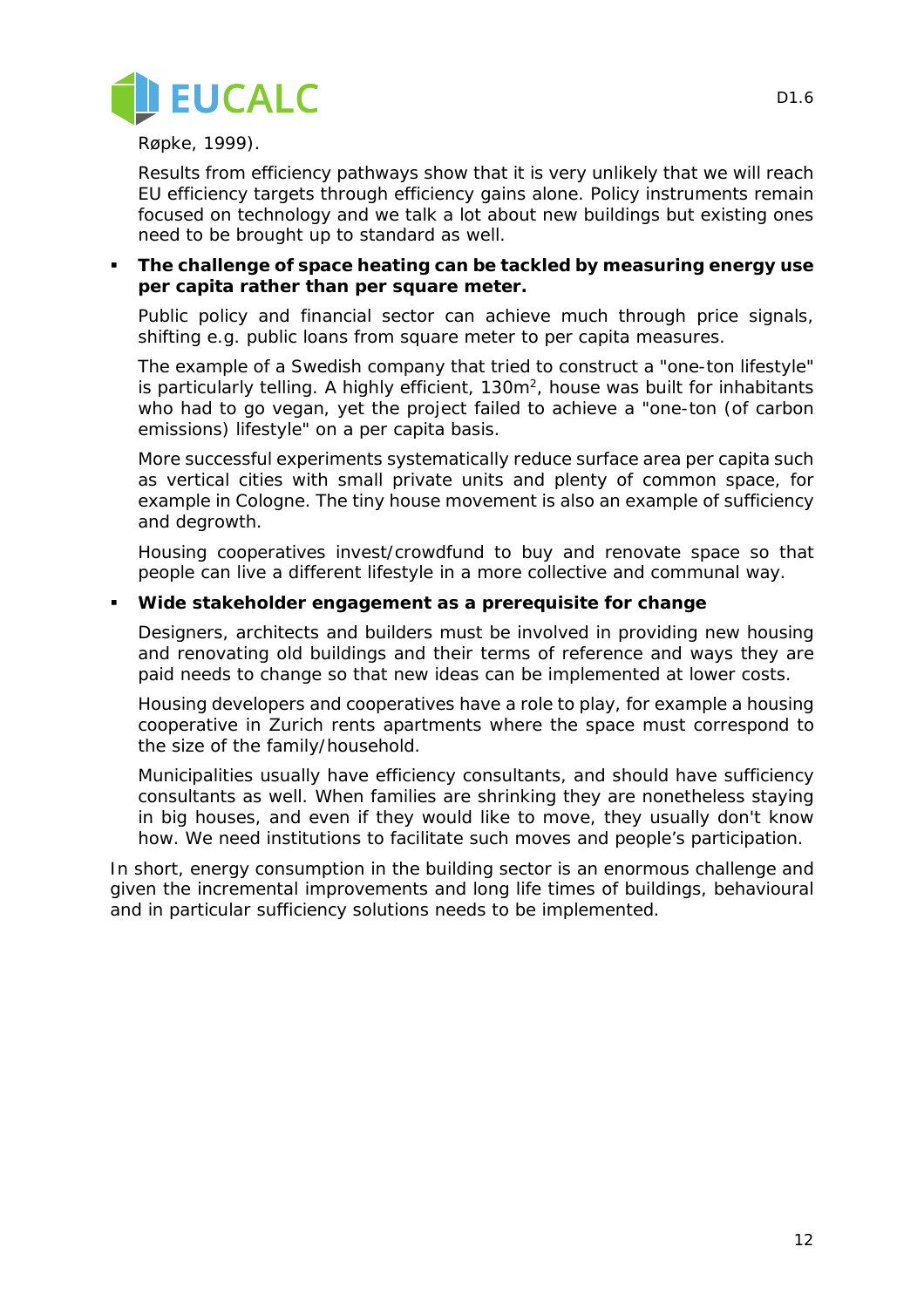Røpke, 1999).

Results from efficiency pathways show that it is very unlikely that we will reach EU efficiency targets through efficiency gains alone. Policy instruments remain focused on technology and we talk a lot about new buildings but existing ones need to be brought up to standard as well.

- **The challenge of space heating can be tackled by measuring energy use per capita rather than per square meter.**

  Public policy and financial sector can achieve much through price signals, shifting e.g. public loans from square meter to per capita measures.

  The example of a Swedish company that tried to construct a "one-ton lifestyle" is particularly telling. A highly efficient, 130m$^2$, house was built for inhabitants who had to go vegan, yet the project failed to achieve a "one-ton (of carbon emissions) lifestyle" on a per capita basis.

  More successful experiments systematically reduce surface area per capita such as vertical cities with small private units and plenty of common space, for example in Cologne. The tiny house movement is also an example of sufficiency and degrowth.

  Housing cooperatives invest/crowdfund to buy and renovate space so that people can live a different lifestyle in a more collective and communal way.

- **Wide stakeholder engagement as a prerequisite for change**

  Designers, architects and builders must be involved in providing new housing and renovating old buildings and their terms of reference and ways they are paid needs to change so that new ideas can be implemented at lower costs.

  Housing developers and cooperatives have a role to play, for example a housing cooperative in Zurich rents apartments where the space must correspond to the size of the family/household.

  Municipalities usually have efficiency consultants, and should have sufficiency consultants as well. When families are shrinking they are nonetheless staying in big houses, and even if they would like to move, they usually don't know how. We need institutions to facilitate such moves and people's participation.

In short, energy consumption in the building sector is an enormous challenge and given the incremental improvements and long life times of buildings, behavioural and in particular sufficiency solutions needs to be implemented.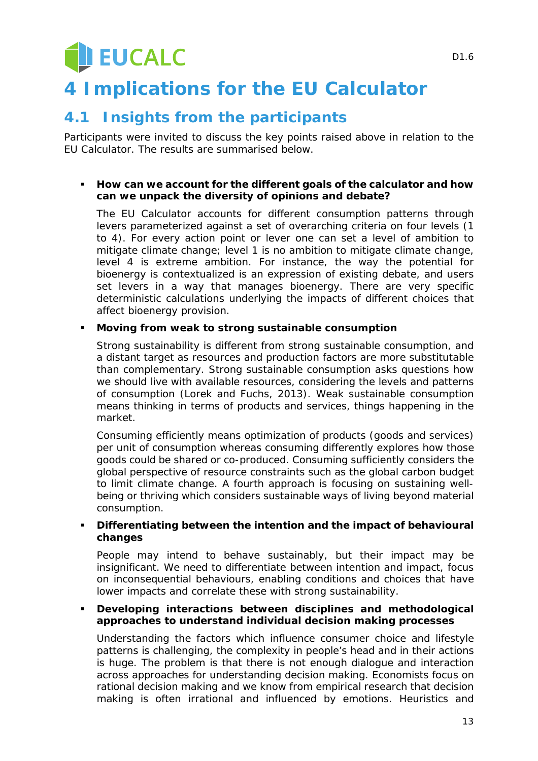# 4 Implications for the EU Calculator

## 4.1 Insights from the participants

Participants were invited to discuss the key points raised above in relation to the EU Calculator. The results are summarised below.

- **How can we account for the different goals of the calculator and how can we unpack the diversity of opinions and debate?**

  The EU Calculator accounts for different consumption patterns through levers parameterized against a set of overarching criteria on four levels (1 to 4). For every action point or lever one can set a level of ambition to mitigate climate change; level 1 is no ambition to mitigate climate change, level 4 is extreme ambition. For instance, the way the potential for bioenergy is contextualized is an expression of existing debate, and users set levers in a way that manages bioenergy. There are very specific deterministic calculations underlying the impacts of different choices that affect bioenergy provision.

- **Moving from weak to strong sustainable consumption**

  Strong sustainability is different from strong sustainable consumption, and a distant target as resources and production factors are more substitutable than complementary. Strong sustainable consumption asks questions how we should live with available resources, considering the levels and patterns of consumption (Lorek and Fuchs, 2013). Weak sustainable consumption means thinking in terms of products and services, things happening in the market.

  Consuming efficiently means optimization of products (goods and services) per unit of consumption whereas consuming differently explores how those goods could be shared or co-produced. Consuming sufficiently considers the global perspective of resource constraints such as the global carbon budget to limit climate change. A fourth approach is focusing on sustaining well-being or thriving which considers sustainable ways of living beyond material consumption.

- **Differentiating between the intention and the impact of behavioural changes**

  People may intend to behave sustainably, but their impact may be insignificant. We need to differentiate between intention and impact, focus on inconsequential behaviours, enabling conditions and choices that have lower impacts and correlate these with strong sustainability.

- **Developing interactions between disciplines and methodological approaches to understand individual decision making processes**

  Understanding the factors which influence consumer choice and lifestyle patterns is challenging, the complexity in people's head and in their actions is huge. The problem is that there is not enough dialogue and interaction across approaches for understanding decision making. Economists focus on rational decision making and we know from empirical research that decision making is often irrational and influenced by emotions. Heuristics and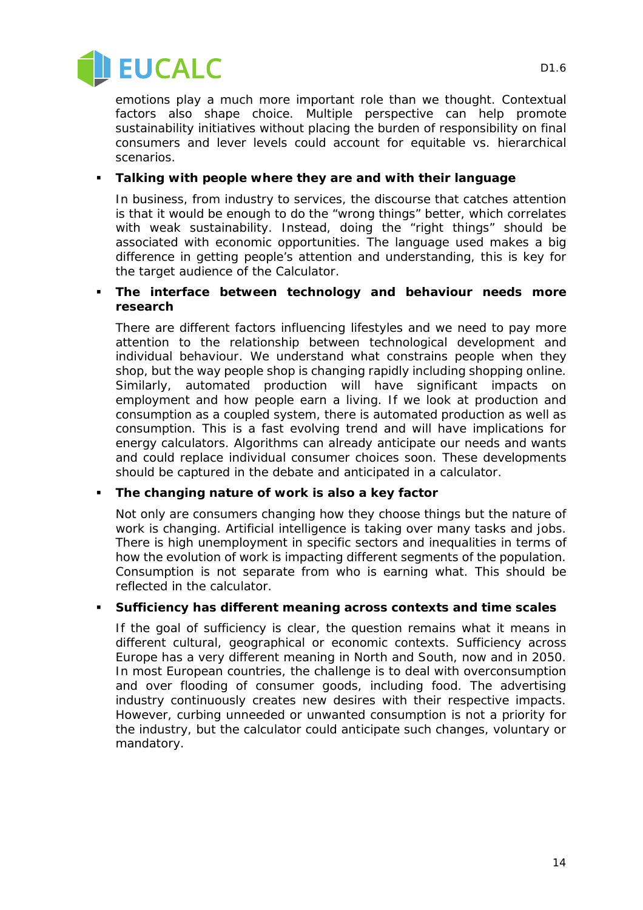emotions play a much more important role than we thought. Contextual factors also shape choice. Multiple perspective can help promote sustainability initiatives without placing the burden of responsibility on final consumers and lever levels could account for equitable vs. hierarchical scenarios.

- **Talking with people where they are and with their language**

  In business, from industry to services, the discourse that catches attention is that it would be enough to do the "wrong things" better, which correlates with weak sustainability. Instead, doing the "right things" should be associated with economic opportunities. The language used makes a big difference in getting people's attention and understanding, this is key for the target audience of the Calculator.

- **The interface between technology and behaviour needs more research**

  There are different factors influencing lifestyles and we need to pay more attention to the relationship between technological development and individual behaviour. We understand what constrains people when they shop, but the way people shop is changing rapidly including shopping online. Similarly, automated production will have significant impacts on employment and how people earn a living. If we look at production and consumption as a coupled system, there is automated production as well as consumption. This is a fast evolving trend and will have implications for energy calculators. Algorithms can already anticipate our needs and wants and could replace individual consumer choices soon. These developments should be captured in the debate and anticipated in a calculator.

- **The changing nature of work is also a key factor**

  Not only are consumers changing how they choose things but the nature of work is changing. Artificial intelligence is taking over many tasks and jobs. There is high unemployment in specific sectors and inequalities in terms of how the evolution of work is impacting different segments of the population. Consumption is not separate from who is earning what. This should be reflected in the calculator.

- **Sufficiency has different meaning across contexts and time scales**

  If the goal of sufficiency is clear, the question remains what it means in different cultural, geographical or economic contexts. Sufficiency across Europe has a very different meaning in North and South, now and in 2050. In most European countries, the challenge is to deal with overconsumption and over flooding of consumer goods, including food. The advertising industry continuously creates new desires with their respective impacts. However, curbing unneeded or unwanted consumption is not a priority for the industry, but the calculator could anticipate such changes, voluntary or mandatory.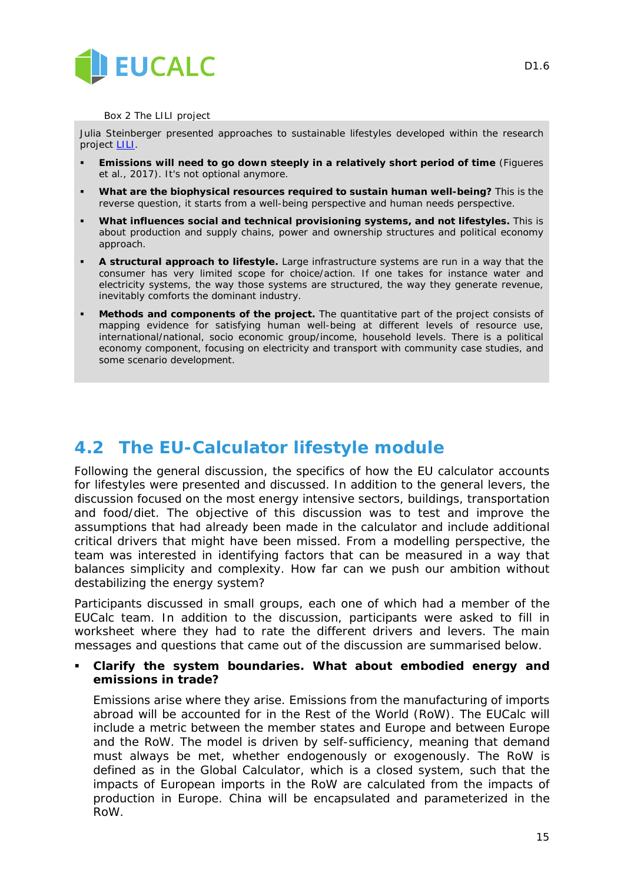Box 2 The LILI project

Julia Steinberger presented approaches to sustainable lifestyles developed within the research project LILI.

- **Emissions will need to go down steeply in a relatively short period of time** (Figueres et al., 2017). It's not optional anymore.
- **What are the biophysical resources required to sustain human well-being?** This is the reverse question, it starts from a well-being perspective and human needs perspective.
- **What influences social and technical provisioning systems, and not lifestyles.** This is about production and supply chains, power and ownership structures and political economy approach.
- **A structural approach to lifestyle.** Large infrastructure systems are run in a way that the consumer has very limited scope for choice/action. If one takes for instance water and electricity systems, the way those systems are structured, the way they generate revenue, inevitably comforts the dominant industry.
- **Methods and components of the project.** The quantitative part of the project consists of mapping evidence for satisfying human well-being at different levels of resource use, international/national, socio economic group/income, household levels. There is a political economy component, focusing on electricity and transport with community case studies, and some scenario development.

## 4.2 The EU-Calculator lifestyle module

Following the general discussion, the specifics of how the EU calculator accounts for lifestyles were presented and discussed. In addition to the general levers, the discussion focused on the most energy intensive sectors, buildings, transportation and food/diet. The objective of this discussion was to test and improve the assumptions that had already been made in the calculator and include additional critical drivers that might have been missed. From a modelling perspective, the team was interested in identifying factors that can be measured in a way that balances simplicity and complexity. How far can we push our ambition without destabilizing the energy system?

Participants discussed in small groups, each one of which had a member of the EUCalc team. In addition to the discussion, participants were asked to fill in worksheet where they had to rate the different drivers and levers. The main messages and questions that came out of the discussion are summarised below.

- **Clarify the system boundaries. What about embodied energy and emissions in trade?**

  Emissions arise where they arise. Emissions from the manufacturing of imports abroad will be accounted for in the Rest of the World (RoW). The EUCalc will include a metric between the member states and Europe and between Europe and the RoW. The model is driven by self-sufficiency, meaning that demand must always be met, whether endogenously or exogenously. The RoW is defined as in the Global Calculator, which is a closed system, such that the impacts of European imports in the RoW are calculated from the impacts of production in Europe. China will be encapsulated and parameterized in the RoW.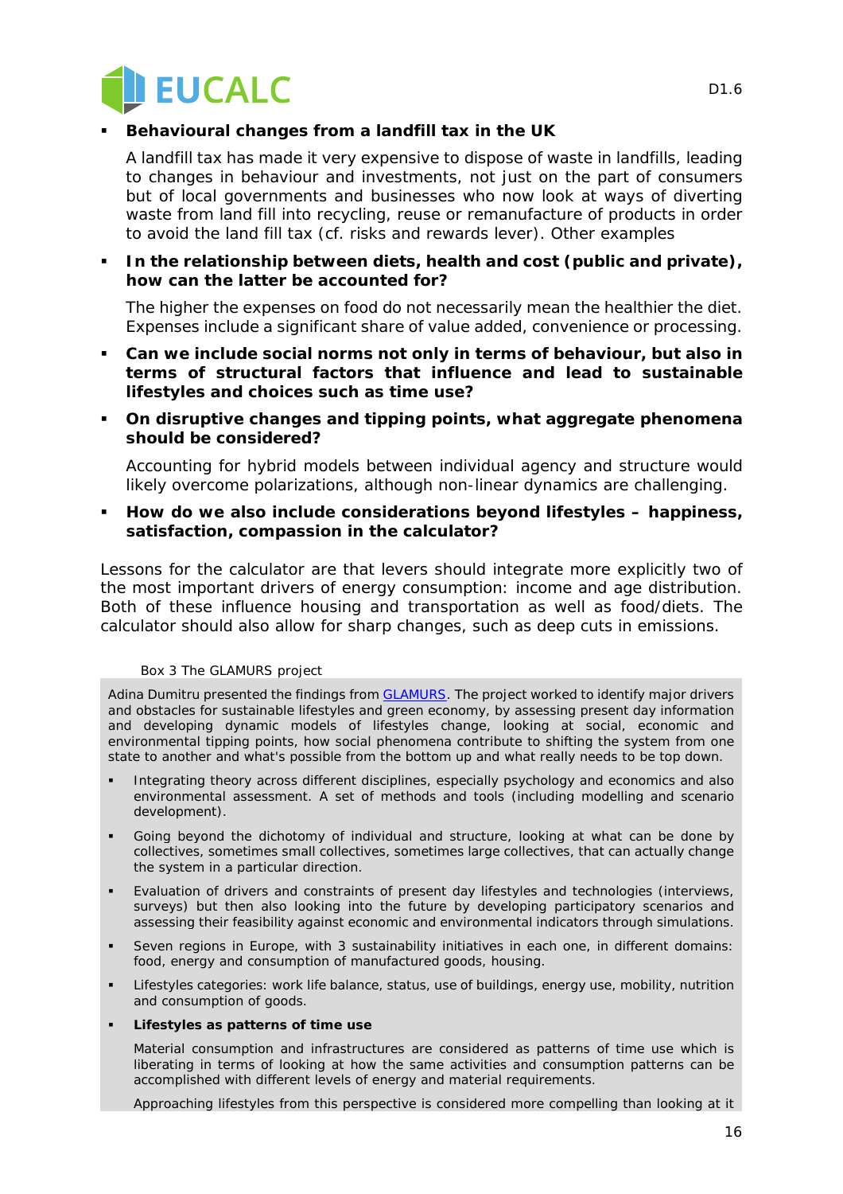- **Behavioural changes from a landfill tax in the UK**

  A landfill tax has made it very expensive to dispose of waste in landfills, leading to changes in behaviour and investments, not just on the part of consumers but of local governments and businesses who now look at ways of diverting waste from land fill into recycling, reuse or remanufacture of products in order to avoid the land fill tax (cf. risks and rewards lever). Other examples

- **In the relationship between diets, health and cost (public and private), how can the latter be accounted for?**

  The higher the expenses on food do not necessarily mean the healthier the diet. Expenses include a significant share of value added, convenience or processing.

- **Can we include social norms not only in terms of behaviour, but also in terms of structural factors that influence and lead to sustainable lifestyles and choices such as time use?**

- **On disruptive changes and tipping points, what aggregate phenomena should be considered?**

  Accounting for hybrid models between individual agency and structure would likely overcome polarizations, although non-linear dynamics are challenging.

- **How do we also include considerations beyond lifestyles – happiness, satisfaction, compassion in the calculator?**

Lessons for the calculator are that levers should integrate more explicitly two of the most important drivers of energy consumption: income and age distribution. Both of these influence housing and transportation as well as food/diets. The calculator should also allow for sharp changes, such as deep cuts in emissions.

Box 3 The GLAMURS project

Adina Dumitru presented the findings from GLAMURS. The project worked to identify major drivers and obstacles for sustainable lifestyles and green economy, by assessing present day information and developing dynamic models of lifestyles change, looking at social, economic and environmental tipping points, how social phenomena contribute to shifting the system from one state to another and what's possible from the bottom up and what really needs to be top down.

- Integrating theory across different disciplines, especially psychology and economics and also environmental assessment. A set of methods and tools (including modelling and scenario development).
- Going beyond the dichotomy of individual and structure, looking at what can be done by collectives, sometimes small collectives, sometimes large collectives, that can actually change the system in a particular direction.
- Evaluation of drivers and constraints of present day lifestyles and technologies (interviews, surveys) but then also looking into the future by developing participatory scenarios and assessing their feasibility against economic and environmental indicators through simulations.
- Seven regions in Europe, with 3 sustainability initiatives in each one, in different domains: food, energy and consumption of manufactured goods, housing.
- Lifestyles categories: work life balance, status, use of buildings, energy use, mobility, nutrition and consumption of goods.
- **Lifestyles as patterns of time use**

  Material consumption and infrastructures are considered as patterns of time use which is liberating in terms of looking at how the same activities and consumption patterns can be accomplished with different levels of energy and material requirements.

  Approaching lifestyles from this perspective is considered more compelling than looking at it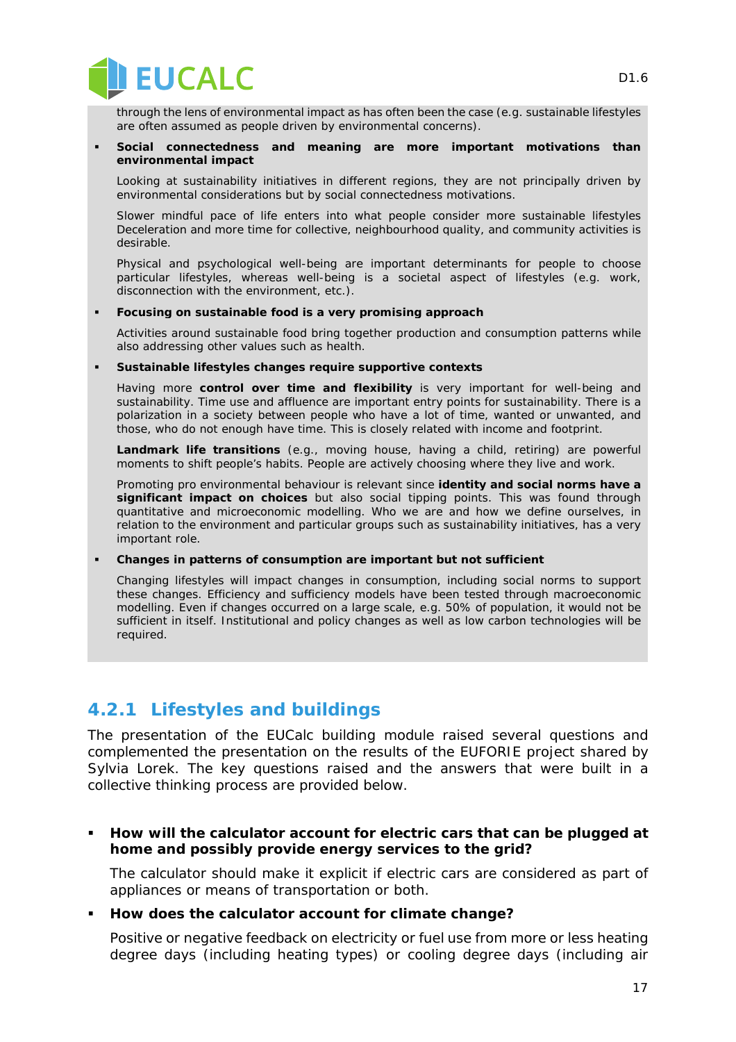through the lens of environmental impact as has often been the case (e.g. sustainable lifestyles are often assumed as people driven by environmental concerns).

- **Social connectedness and meaning are more important motivations than environmental impact**

  Looking at sustainability initiatives in different regions, they are not principally driven by environmental considerations but by social connectedness motivations.

  Slower mindful pace of life enters into what people consider more sustainable lifestyles Deceleration and more time for collective, neighbourhood quality, and community activities is desirable.

  Physical and psychological well-being are important determinants for people to choose particular lifestyles, whereas well-being is a societal aspect of lifestyles (e.g. work, disconnection with the environment, etc.).

- **Focusing on sustainable food is a very promising approach**

  Activities around sustainable food bring together production and consumption patterns while also addressing other values such as health.

- **Sustainable lifestyles changes require supportive contexts**

  Having more **control over time and flexibility** is very important for well-being and sustainability. Time use and affluence are important entry points for sustainability. There is a polarization in a society between people who have a lot of time, wanted or unwanted, and those, who do not enough have time. This is closely related with income and footprint.

  **Landmark life transitions** (e.g., moving house, having a child, retiring) are powerful moments to shift people's habits. People are actively choosing where they live and work.

  Promoting pro environmental behaviour is relevant since **identity and social norms have a significant impact on choices** but also social tipping points. This was found through quantitative and microeconomic modelling. Who we are and how we define ourselves, in relation to the environment and particular groups such as sustainability initiatives, has a very important role.

- **Changes in patterns of consumption are important but not sufficient**

  Changing lifestyles will impact changes in consumption, including social norms to support these changes. Efficiency and sufficiency models have been tested through macroeconomic modelling. Even if changes occurred on a large scale, e.g. 50% of population, it would not be sufficient in itself. Institutional and policy changes as well as low carbon technologies will be required.

### 4.2.1 Lifestyles and buildings

The presentation of the EUCalc building module raised several questions and complemented the presentation on the results of the EUFORIE project shared by Sylvia Lorek. The key questions raised and the answers that were built in a collective thinking process are provided below.

- **How will the calculator account for electric cars that can be plugged at home and possibly provide energy services to the grid?**

  The calculator should make it explicit if electric cars are considered as part of appliances or means of transportation or both.

- **How does the calculator account for climate change?**

  Positive or negative feedback on electricity or fuel use from more or less heating degree days (including heating types) or cooling degree days (including air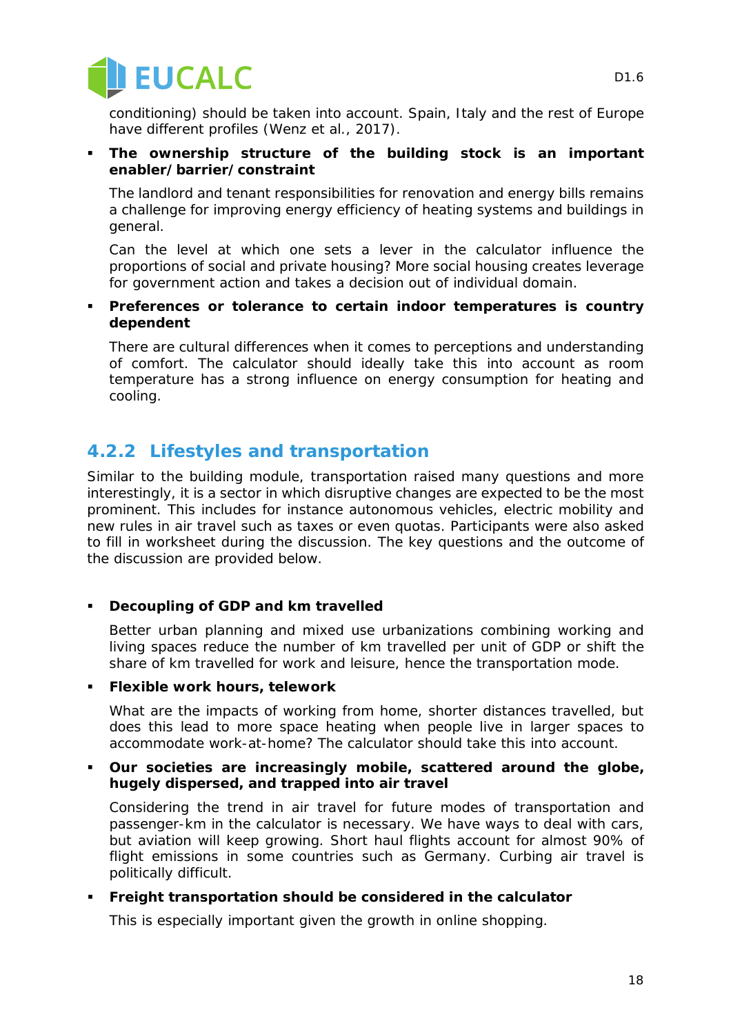conditioning) should be taken into account. Spain, Italy and the rest of Europe have different profiles (Wenz et al., 2017).

- **The ownership structure of the building stock is an important enabler/barrier/constraint**

  The landlord and tenant responsibilities for renovation and energy bills remains a challenge for improving energy efficiency of heating systems and buildings in general.

  Can the level at which one sets a lever in the calculator influence the proportions of social and private housing? More social housing creates leverage for government action and takes a decision out of individual domain.

- **Preferences or tolerance to certain indoor temperatures is country dependent**

  There are cultural differences when it comes to perceptions and understanding of comfort. The calculator should ideally take this into account as room temperature has a strong influence on energy consumption for heating and cooling.

### 4.2.2 Lifestyles and transportation

Similar to the building module, transportation raised many questions and more interestingly, it is a sector in which disruptive changes are expected to be the most prominent. This includes for instance autonomous vehicles, electric mobility and new rules in air travel such as taxes or even quotas. Participants were also asked to fill in worksheet during the discussion. The key questions and the outcome of the discussion are provided below.

- **Decoupling of GDP and km travelled**

  Better urban planning and mixed use urbanizations combining working and living spaces reduce the number of km travelled per unit of GDP or shift the share of km travelled for work and leisure, hence the transportation mode.

- **Flexible work hours, telework**

  What are the impacts of working from home, shorter distances travelled, but does this lead to more space heating when people live in larger spaces to accommodate work-at-home? The calculator should take this into account.

- **Our societies are increasingly mobile, scattered around the globe, hugely dispersed, and trapped into air travel**

  Considering the trend in air travel for future modes of transportation and passenger-km in the calculator is necessary. We have ways to deal with cars, but aviation will keep growing. Short haul flights account for almost 90% of flight emissions in some countries such as Germany. Curbing air travel is politically difficult.

- **Freight transportation should be considered in the calculator**

  This is especially important given the growth in online shopping.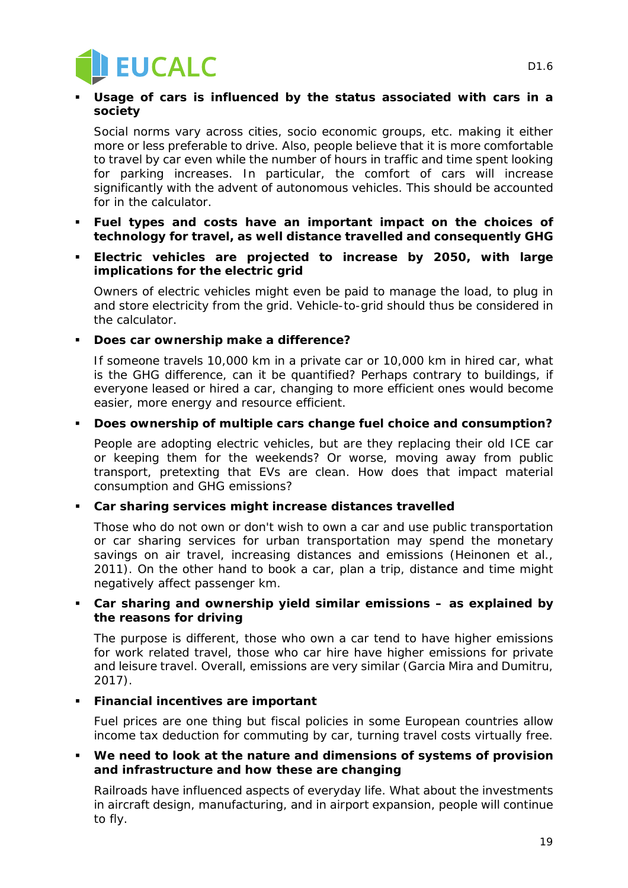- **Usage of cars is influenced by the status associated with cars in a society**

  Social norms vary across cities, socio economic groups, etc. making it either more or less preferable to drive. Also, people believe that it is more comfortable to travel by car even while the number of hours in traffic and time spent looking for parking increases. In particular, the comfort of cars will increase significantly with the advent of autonomous vehicles. This should be accounted for in the calculator.

- **Fuel types and costs have an important impact on the choices of technology for travel, as well distance travelled and consequently GHG**

- **Electric vehicles are projected to increase by 2050, with large implications for the electric grid**

  Owners of electric vehicles might even be paid to manage the load, to plug in and store electricity from the grid. Vehicle-to-grid should thus be considered in the calculator.

- **Does car ownership make a difference?**

  If someone travels 10,000 km in a private car or 10,000 km in hired car, what is the GHG difference, can it be quantified? Perhaps contrary to buildings, if everyone leased or hired a car, changing to more efficient ones would become easier, more energy and resource efficient.

- **Does ownership of multiple cars change fuel choice and consumption?**

  People are adopting electric vehicles, but are they replacing their old ICE car or keeping them for the weekends? Or worse, moving away from public transport, pretexting that EVs are clean. How does that impact material consumption and GHG emissions?

- **Car sharing services might increase distances travelled**

  Those who do not own or don't wish to own a car and use public transportation or car sharing services for urban transportation may spend the monetary savings on air travel, increasing distances and emissions (Heinonen et al., 2011). On the other hand to book a car, plan a trip, distance and time might negatively affect passenger km.

- **Car sharing and ownership yield similar emissions – as explained by the reasons for driving**

  The purpose is different, those who own a car tend to have higher emissions for work related travel, those who car hire have higher emissions for private and leisure travel. Overall, emissions are very similar (Garcia Mira and Dumitru, 2017).

- **Financial incentives are important**

  Fuel prices are one thing but fiscal policies in some European countries allow income tax deduction for commuting by car, turning travel costs virtually free.

- **We need to look at the nature and dimensions of systems of provision and infrastructure and how these are changing**

  Railroads have influenced aspects of everyday life. What about the investments in aircraft design, manufacturing, and in airport expansion, people will continue to fly.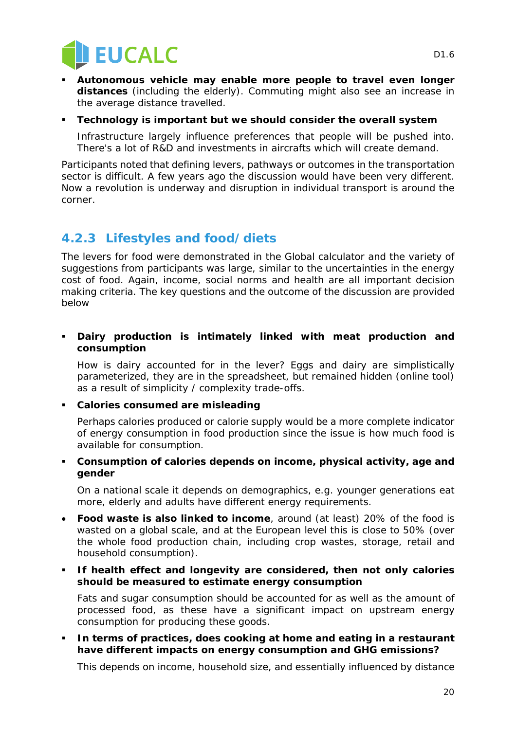- **Autonomous vehicle may enable more people to travel even longer distances** (including the elderly). Commuting might also see an increase in the average distance travelled.
- **Technology is important but we should consider the overall system**

  Infrastructure largely influence preferences that people will be pushed into. There's a lot of R&D and investments in aircrafts which will create demand.

Participants noted that defining levers, pathways or outcomes in the transportation sector is difficult. A few years ago the discussion would have been very different. Now a revolution is underway and disruption in individual transport is around the corner.

### 4.2.3 Lifestyles and food/ diets

The levers for food were demonstrated in the Global calculator and the variety of suggestions from participants was large, similar to the uncertainties in the energy cost of food. Again, income, social norms and health are all important decision making criteria. The key questions and the outcome of the discussion are provided below

- **Dairy production is intimately linked with meat production and consumption**

  How is dairy accounted for in the lever? Eggs and dairy are simplistically parameterized, they are in the spreadsheet, but remained hidden (online tool) as a result of simplicity / complexity trade-offs.
- **Calories consumed are misleading**

  Perhaps calories produced or calorie supply would be a more complete indicator of energy consumption in food production since the issue is how much food is available for consumption.
- **Consumption of calories depends on income, physical activity, age and gender**

  On a national scale it depends on demographics, e.g. younger generations eat more, elderly and adults have different energy requirements.
- **Food waste is also linked to income**, around (at least) 20% of the food is wasted on a global scale, and at the European level this is close to 50% (over the whole food production chain, including crop wastes, storage, retail and household consumption).
- **If health effect and longevity are considered, then not only calories should be measured to estimate energy consumption**

  Fats and sugar consumption should be accounted for as well as the amount of processed food, as these have a significant impact on upstream energy consumption for producing these goods.
- **In terms of practices, does cooking at home and eating in a restaurant have different impacts on energy consumption and GHG emissions?**

  This depends on income, household size, and essentially influenced by distance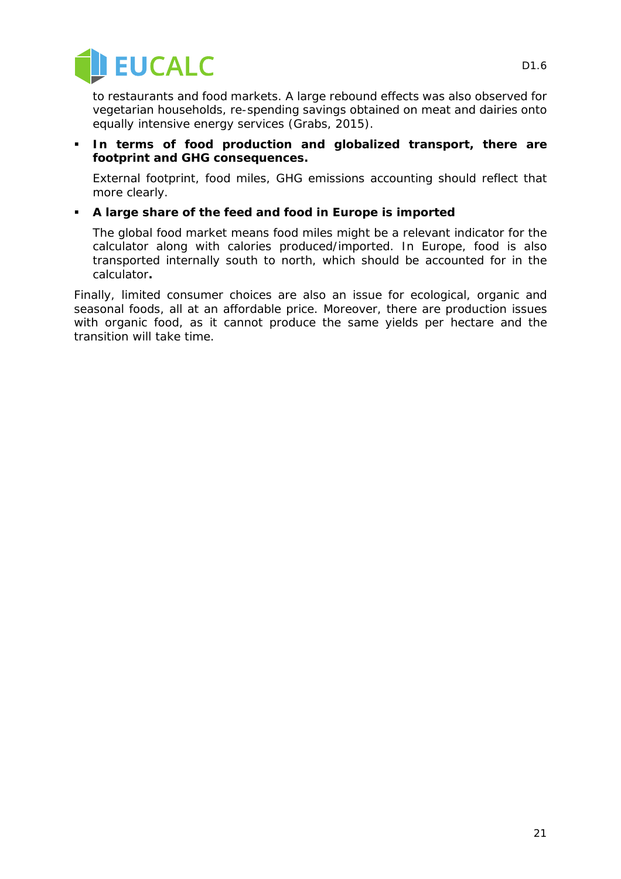to restaurants and food markets. A large rebound effects was also observed for vegetarian households, re-spending savings obtained on meat and dairies onto equally intensive energy services (Grabs, 2015).

- **In terms of food production and globalized transport, there are footprint and GHG consequences.**

  External footprint, food miles, GHG emissions accounting should reflect that more clearly.

- **A large share of the feed and food in Europe is imported**

  The global food market means food miles might be a relevant indicator for the calculator along with calories produced/imported. In Europe, food is also transported internally south to north, which should be accounted for in the calculator**.**

Finally, limited consumer choices are also an issue for ecological, organic and seasonal foods, all at an affordable price. Moreover, there are production issues with organic food, as it cannot produce the same yields per hectare and the transition will take time.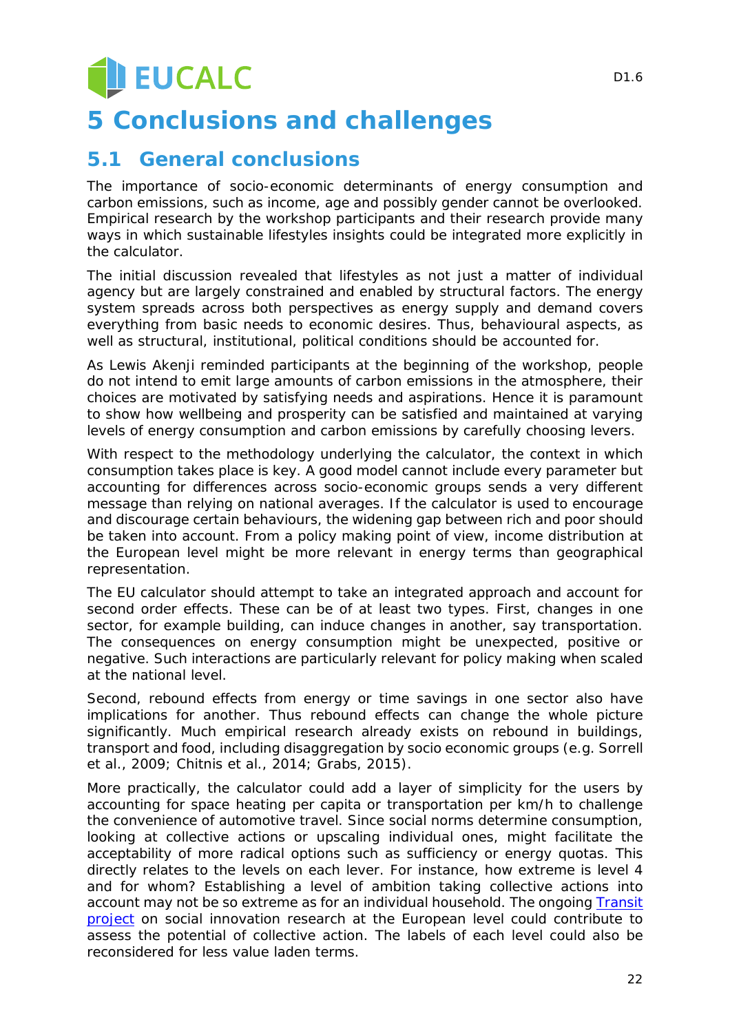# 5 Conclusions and challenges

## 5.1 General conclusions

The importance of socio-economic determinants of energy consumption and carbon emissions, such as income, age and possibly gender cannot be overlooked. Empirical research by the workshop participants and their research provide many ways in which sustainable lifestyles insights could be integrated more explicitly in the calculator.

The initial discussion revealed that lifestyles as not just a matter of individual agency but are largely constrained and enabled by structural factors. The energy system spreads across both perspectives as energy supply and demand covers everything from basic needs to economic desires. Thus, behavioural aspects, as well as structural, institutional, political conditions should be accounted for.

As Lewis Akenji reminded participants at the beginning of the workshop, people do not intend to emit large amounts of carbon emissions in the atmosphere, their choices are motivated by satisfying needs and aspirations. Hence it is paramount to show how wellbeing and prosperity can be satisfied and maintained at varying levels of energy consumption and carbon emissions by carefully choosing levers.

With respect to the methodology underlying the calculator, the context in which consumption takes place is key. A good model cannot include every parameter but accounting for differences across socio-economic groups sends a very different message than relying on national averages. If the calculator is used to encourage and discourage certain behaviours, the widening gap between rich and poor should be taken into account. From a policy making point of view, income distribution at the European level might be more relevant in energy terms than geographical representation.

The EU calculator should attempt to take an integrated approach and account for second order effects. These can be of at least two types. First, changes in one sector, for example building, can induce changes in another, say transportation. The consequences on energy consumption might be unexpected, positive or negative. Such interactions are particularly relevant for policy making when scaled at the national level.

Second, rebound effects from energy or time savings in one sector also have implications for another. Thus rebound effects can change the whole picture significantly. Much empirical research already exists on rebound in buildings, transport and food, including disaggregation by socio economic groups (e.g. Sorrell et al., 2009; Chitnis et al., 2014; Grabs, 2015).

More practically, the calculator could add a layer of simplicity for the users by accounting for space heating per capita or transportation per km/h to challenge the convenience of automotive travel. Since social norms determine consumption, looking at collective actions or upscaling individual ones, might facilitate the acceptability of more radical options such as sufficiency or energy quotas. This directly relates to the levels on each lever. For instance, how extreme is level 4 and for whom? Establishing a level of ambition taking collective actions into account may not be so extreme as for an individual household. The ongoing Transit project on social innovation research at the European level could contribute to assess the potential of collective action. The labels of each level could also be reconsidered for less value laden terms.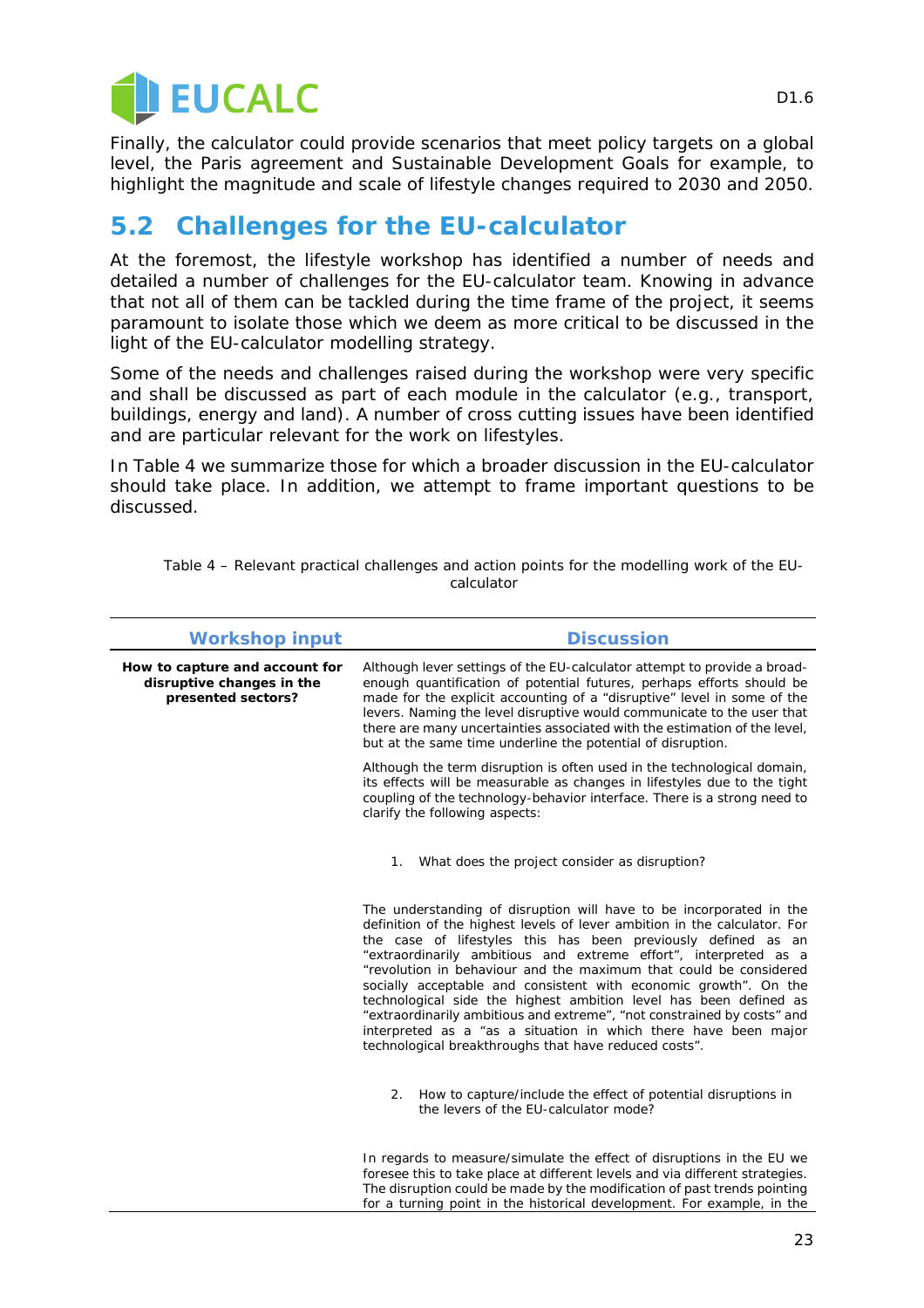Finally, the calculator could provide scenarios that meet policy targets on a global level, the Paris agreement and Sustainable Development Goals for example, to highlight the magnitude and scale of lifestyle changes required to 2030 and 2050.

## 5.2 Challenges for the EU-calculator

At the foremost, the lifestyle workshop has identified a number of needs and detailed a number of challenges for the EU-calculator team. Knowing in advance that not all of them can be tackled during the time frame of the project, it seems paramount to isolate those which we deem as more critical to be discussed in the light of the EU-calculator modelling strategy.

Some of the needs and challenges raised during the workshop were very specific and shall be discussed as part of each module in the calculator (e.g., transport, buildings, energy and land). A number of cross cutting issues have been identified and are particular relevant for the work on lifestyles.

In Table 4 we summarize those for which a broader discussion in the EU-calculator should take place. In addition, we attempt to frame important questions to be discussed.

Table 4 – Relevant practical challenges and action points for the modelling work of the EU-calculator

| Workshop input | Discussion |
|---|---|
| **How to capture and account for disruptive changes in the presented sectors?** | Although lever settings of the EU-calculator attempt to provide a broad-enough quantification of potential futures, perhaps efforts should be made for the explicit accounting of a "disruptive" level in some of the levers. Naming the level disruptive would communicate to the user that there are many uncertainties associated with the estimation of the level, but at the same time underline the potential of disruption.<br><br>Although the term disruption is often used in the technological domain, its effects will be measurable as changes in lifestyles due to the tight coupling of the technology-behavior interface. There is a strong need to clarify the following aspects:<br><br>1. What does the project consider as disruption?<br><br>The understanding of disruption will have to be incorporated in the definition of the highest levels of lever ambition in the calculator. For the case of lifestyles this has been previously defined as an "extraordinarily ambitious and extreme effort", interpreted as a "revolution in behaviour and the maximum that could be considered socially acceptable and consistent with economic growth". On the technological side the highest ambition level has been defined as "extraordinarily ambitious and extreme", "not constrained by costs" and interpreted as a "as a situation in which there have been major technological breakthroughs that have reduced costs".<br><br>2. How to capture/include the effect of potential disruptions in the levers of the EU-calculator mode?<br><br>In regards to measure/simulate the effect of disruptions in the EU we foresee this to take place at different levels and via different strategies. The disruption could be made by the modification of past trends pointing for a turning point in the historical development. For example, in the |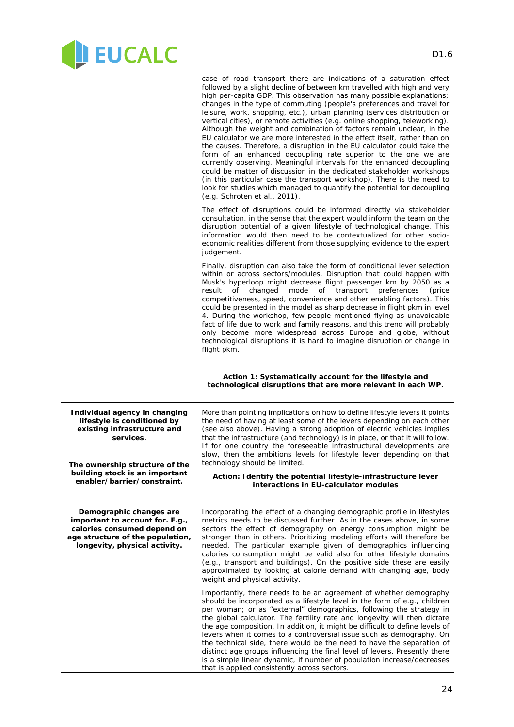case of road transport there are indications of a saturation effect followed by a slight decline of between km travelled with high and very high per-capita GDP. This observation has many possible explanations; changes in the type of commuting (people's preferences and travel for leisure, work, shopping, etc.), urban planning (services distribution or vertical cities), or remote activities (e.g. online shopping, teleworking). Although the weight and combination of factors remain unclear, in the EU calculator we are more interested in the effect itself, rather than on the causes. Therefore, a disruption in the EU calculator could take the form of an enhanced decoupling rate superior to the one we are currently observing. Meaningful intervals for the enhanced decoupling could be matter of discussion in the dedicated stakeholder workshops (in this particular case the transport workshop). There is the need to look for studies which managed to quantify the potential for decoupling (e.g. Schroten et al., 2011).

The effect of disruptions could be informed directly via stakeholder consultation, in the sense that the expert would inform the team on the disruption potential of a given lifestyle of technological change. This information would then need to be contextualized for other socio-economic realities different from those supplying evidence to the expert judgement.

Finally, disruption can also take the form of conditional lever selection within or across sectors/modules. Disruption that could happen with Musk's hyperloop might decrease flight passenger km by 2050 as a result of changed mode of transport preferences (price competitiveness, speed, convenience and other enabling factors). This could be presented in the model as sharp decrease in flight pkm in level 4. During the workshop, few people mentioned flying as unavoidable fact of life due to work and family reasons, and this trend will probably only become more widespread across Europe and globe, without technological disruptions it is hard to imagine disruption or change in flight pkm.

**Action 1: Systematically account for the lifestyle and technological disruptions that are more relevant in each WP.**

---

**Individual agency in changing lifestyle is conditioned by existing infrastructure and services.**

**The ownership structure of the building stock is an important enabler/barrier/constraint.**

More than pointing implications on how to define lifestyle levers it points the need of having at least some of the levers depending on each other (see also above). Having a strong adoption of electric vehicles implies that the infrastructure (and technology) is in place, or that it will follow. If for one country the foreseeable infrastructural developments are slow, then the ambitions levels for lifestyle lever depending on that technology should be limited.

**Action: Identify the potential lifestyle-infrastructure lever interactions in EU-calculator modules**

---

**Demographic changes are important to account for. E.g., calories consumed depend on age structure of the population, longevity, physical activity.**

Incorporating the effect of a changing demographic profile in lifestyles metrics needs to be discussed further. As in the cases above, in some sectors the effect of demography on energy consumption might be stronger than in others. Prioritizing modeling efforts will therefore be needed. The particular example given of demographics influencing calories consumption might be valid also for other lifestyle domains (e.g., transport and buildings). On the positive side these are easily approximated by looking at calorie demand with changing age, body weight and physical activity.

Importantly, there needs to be an agreement of whether demography should be incorporated as a lifestyle level in the form of e.g., children per woman; or as “external” demographics, following the strategy in the global calculator. The fertility rate and longevity will then dictate the age composition. In addition, it might be difficult to define levels of levers when it comes to a controversial issue such as demography. On the technical side, there would be the need to have the separation of distinct age groups influencing the final level of levers. Presently there is a simple linear dynamic, if number of population increase/decreases that is applied consistently across sectors.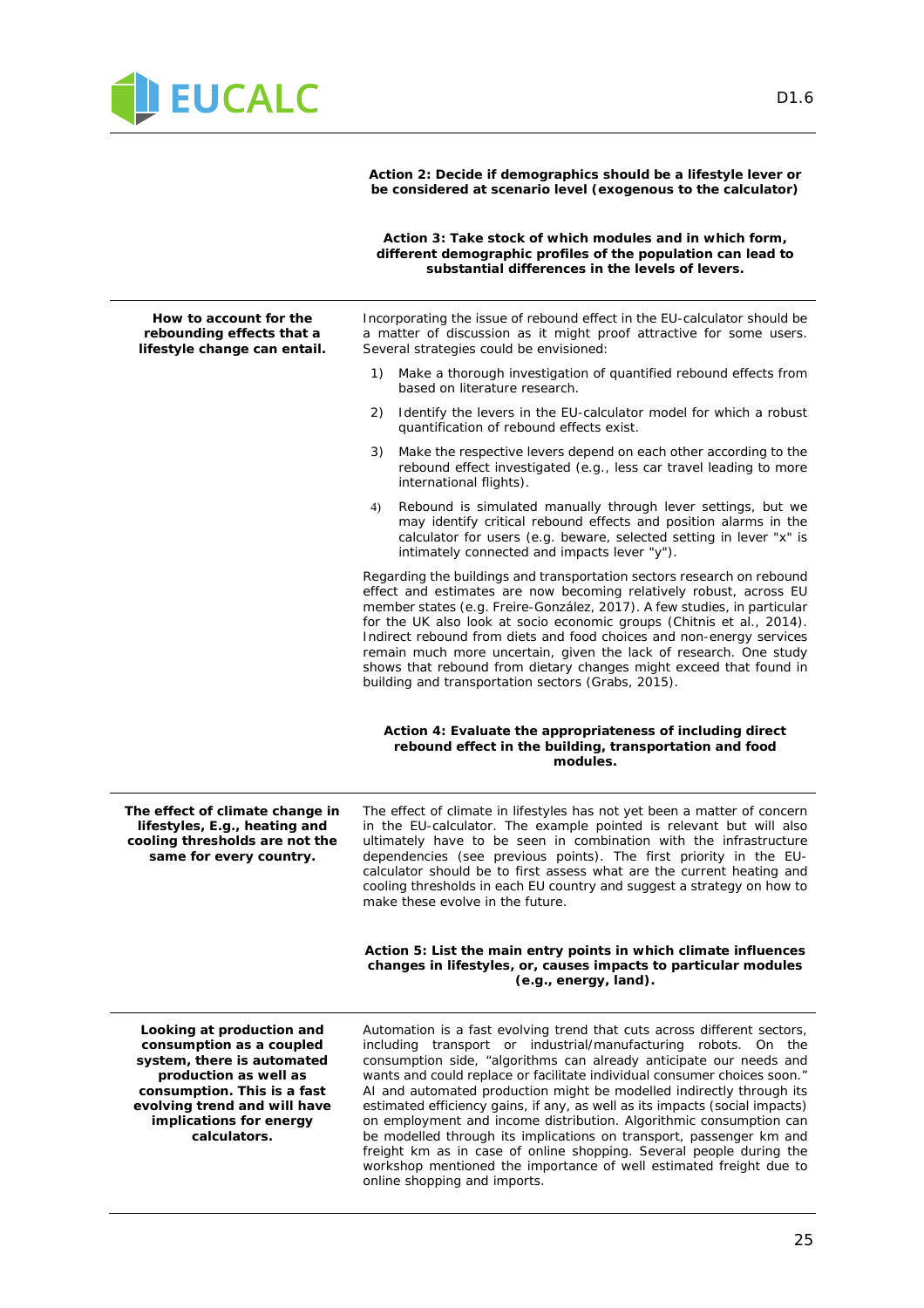**Action 2: Decide if demographics should be a lifestyle lever or be considered at scenario level (exogenous to the calculator)**

**Action 3: Take stock of which modules and in which form, different demographic profiles of the population can lead to substantial differences in the levels of levers.**

| | |
|---|---|
| **How to account for the rebounding effects that a lifestyle change can entail.** | Incorporating the issue of rebound effect in the EU-calculator should be a matter of discussion as it might proof attractive for some users. Several strategies could be envisioned:<br><br>1) Make a thorough investigation of quantified rebound effects from based on literature research.<br>2) Identify the levers in the EU-calculator model for which a robust quantification of rebound effects exist.<br>3) Make the respective levers depend on each other according to the rebound effect investigated (e.g., less car travel leading to more international flights).<br>4) Rebound is simulated manually through lever settings, but we may identify critical rebound effects and position alarms in the calculator for users (e.g. beware, selected setting in lever "x" is intimately connected and impacts lever "y").<br><br>Regarding the buildings and transportation sectors research on rebound effect and estimates are now becoming relatively robust, across EU member states (e.g. Freire-González, 2017). A few studies, in particular for the UK also look at socio economic groups (Chitnis et al., 2014). Indirect rebound from diets and food choices and non-energy services remain much more uncertain, given the lack of research. One study shows that rebound from dietary changes might exceed that found in building and transportation sectors (Grabs, 2015).<br><br>**Action 4: Evaluate the appropriateness of including direct rebound effect in the building, transportation and food modules.** |
| **The effect of climate change in lifestyles, E.g., heating and cooling thresholds are not the same for every country.** | The effect of climate in lifestyles has not yet been a matter of concern in the EU-calculator. The example pointed is relevant but will also ultimately have to be seen in combination with the infrastructure dependencies (see previous points). The first priority in the EU-calculator should be to first assess what are the current heating and cooling thresholds in each EU country and suggest a strategy on how to make these evolve in the future.<br><br>**Action 5: List the main entry points in which climate influences changes in lifestyles, or, causes impacts to particular modules (e.g., energy, land).** |
| **Looking at production and consumption as a coupled system, there is automated production as well as consumption. This is a fast evolving trend and will have implications for energy calculators.** | Automation is a fast evolving trend that cuts across different sectors, including transport or industrial/manufacturing robots. On the consumption side, "algorithms can already anticipate our needs and wants and could replace or facilitate individual consumer choices soon." AI and automated production might be modelled indirectly through its estimated efficiency gains, if any, as well as its impacts (social impacts) on employment and income distribution. Algorithmic consumption can be modelled through its implications on transport, passenger km and freight km as in case of online shopping. Several people during the workshop mentioned the importance of well estimated freight due to online shopping and imports. |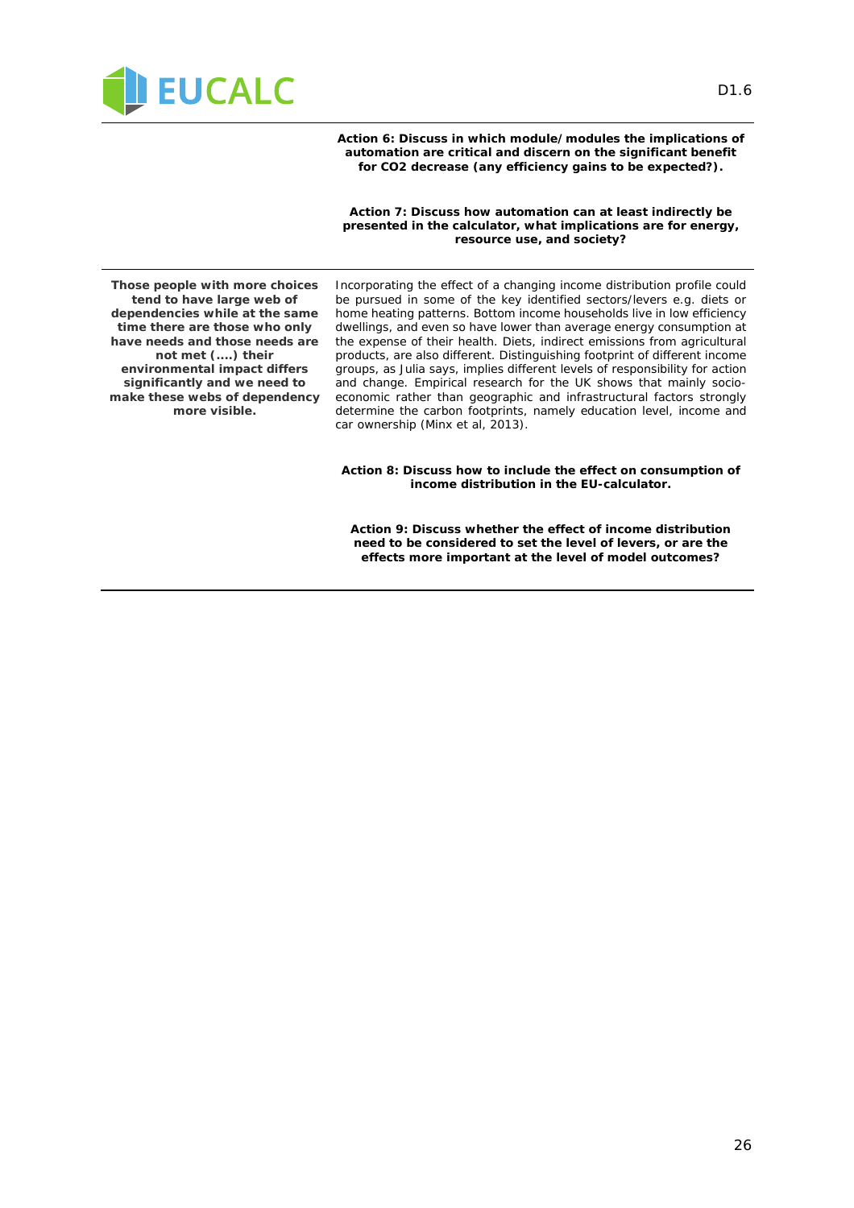**Action 6: Discuss in which module/modules the implications of automation are critical and discern on the significant benefit for CO2 decrease (any efficiency gains to be expected?).**

**Action 7: Discuss how automation can at least indirectly be presented in the calculator, what implications are for energy, resource use, and society?**

---

| | |
|---|---|
| **Those people with more choices tend to have large web of dependencies while at the same time there are those who only have needs and those needs are not met (....) their environmental impact differs significantly and we need to make these webs of dependency more visible.** | Incorporating the effect of a changing income distribution profile could be pursued in some of the key identified sectors/levers e.g. diets or home heating patterns. Bottom income households live in low efficiency dwellings, and even so have lower than average energy consumption at the expense of their health. Diets, indirect emissions from agricultural products, are also different. Distinguishing footprint of different income groups, as Julia says, implies different levels of responsibility for action and change. Empirical research for the UK shows that mainly socio-economic rather than geographic and infrastructural factors strongly determine the carbon footprints, namely education level, income and car ownership (Minx et al, 2013).<br><br>**Action 8: Discuss how to include the effect on consumption of income distribution in the EU-calculator.**<br><br>**Action 9: Discuss whether the effect of income distribution need to be considered to set the level of levers, or are the effects more important at the level of model outcomes?** |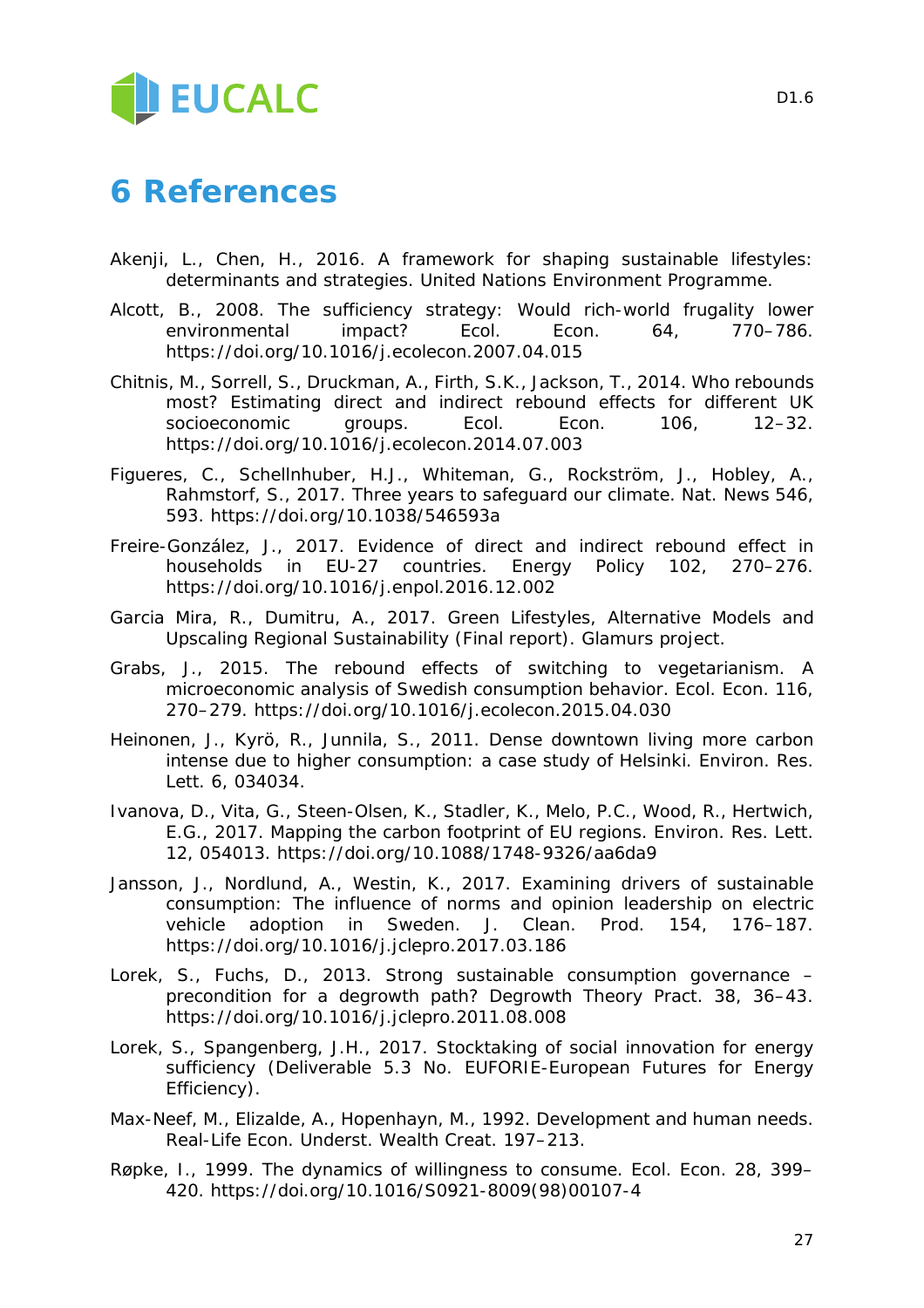# 6 References

Akenji, L., Chen, H., 2016. A framework for shaping sustainable lifestyles: determinants and strategies. United Nations Environment Programme.

Alcott, B., 2008. The sufficiency strategy: Would rich-world frugality lower environmental impact? Ecol. Econ. 64, 770–786. https://doi.org/10.1016/j.ecolecon.2007.04.015

Chitnis, M., Sorrell, S., Druckman, A., Firth, S.K., Jackson, T., 2014. Who rebounds most? Estimating direct and indirect rebound effects for different UK socioeconomic groups. Ecol. Econ. 106, 12–32. https://doi.org/10.1016/j.ecolecon.2014.07.003

Figueres, C., Schellnhuber, H.J., Whiteman, G., Rockström, J., Hobley, A., Rahmstorf, S., 2017. Three years to safeguard our climate. Nat. News 546, 593. https://doi.org/10.1038/546593a

Freire-González, J., 2017. Evidence of direct and indirect rebound effect in households in EU-27 countries. Energy Policy 102, 270–276. https://doi.org/10.1016/j.enpol.2016.12.002

Garcia Mira, R., Dumitru, A., 2017. Green Lifestyles, Alternative Models and Upscaling Regional Sustainability (Final report). Glamurs project.

Grabs, J., 2015. The rebound effects of switching to vegetarianism. A microeconomic analysis of Swedish consumption behavior. Ecol. Econ. 116, 270–279. https://doi.org/10.1016/j.ecolecon.2015.04.030

Heinonen, J., Kyrö, R., Junnila, S., 2011. Dense downtown living more carbon intense due to higher consumption: a case study of Helsinki. Environ. Res. Lett. 6, 034034.

Ivanova, D., Vita, G., Steen-Olsen, K., Stadler, K., Melo, P.C., Wood, R., Hertwich, E.G., 2017. Mapping the carbon footprint of EU regions. Environ. Res. Lett. 12, 054013. https://doi.org/10.1088/1748-9326/aa6da9

Jansson, J., Nordlund, A., Westin, K., 2017. Examining drivers of sustainable consumption: The influence of norms and opinion leadership on electric vehicle adoption in Sweden. J. Clean. Prod. 154, 176–187. https://doi.org/10.1016/j.jclepro.2017.03.186

Lorek, S., Fuchs, D., 2013. Strong sustainable consumption governance – precondition for a degrowth path? Degrowth Theory Pract. 38, 36–43. https://doi.org/10.1016/j.jclepro.2011.08.008

Lorek, S., Spangenberg, J.H., 2017. Stocktaking of social innovation for energy sufficiency (Deliverable 5.3 No. EUFORIE-European Futures for Energy Efficiency).

Max-Neef, M., Elizalde, A., Hopenhayn, M., 1992. Development and human needs. Real-Life Econ. Underst. Wealth Creat. 197–213.

Røpke, I., 1999. The dynamics of willingness to consume. Ecol. Econ. 28, 399–420. https://doi.org/10.1016/S0921-8009(98)00107-4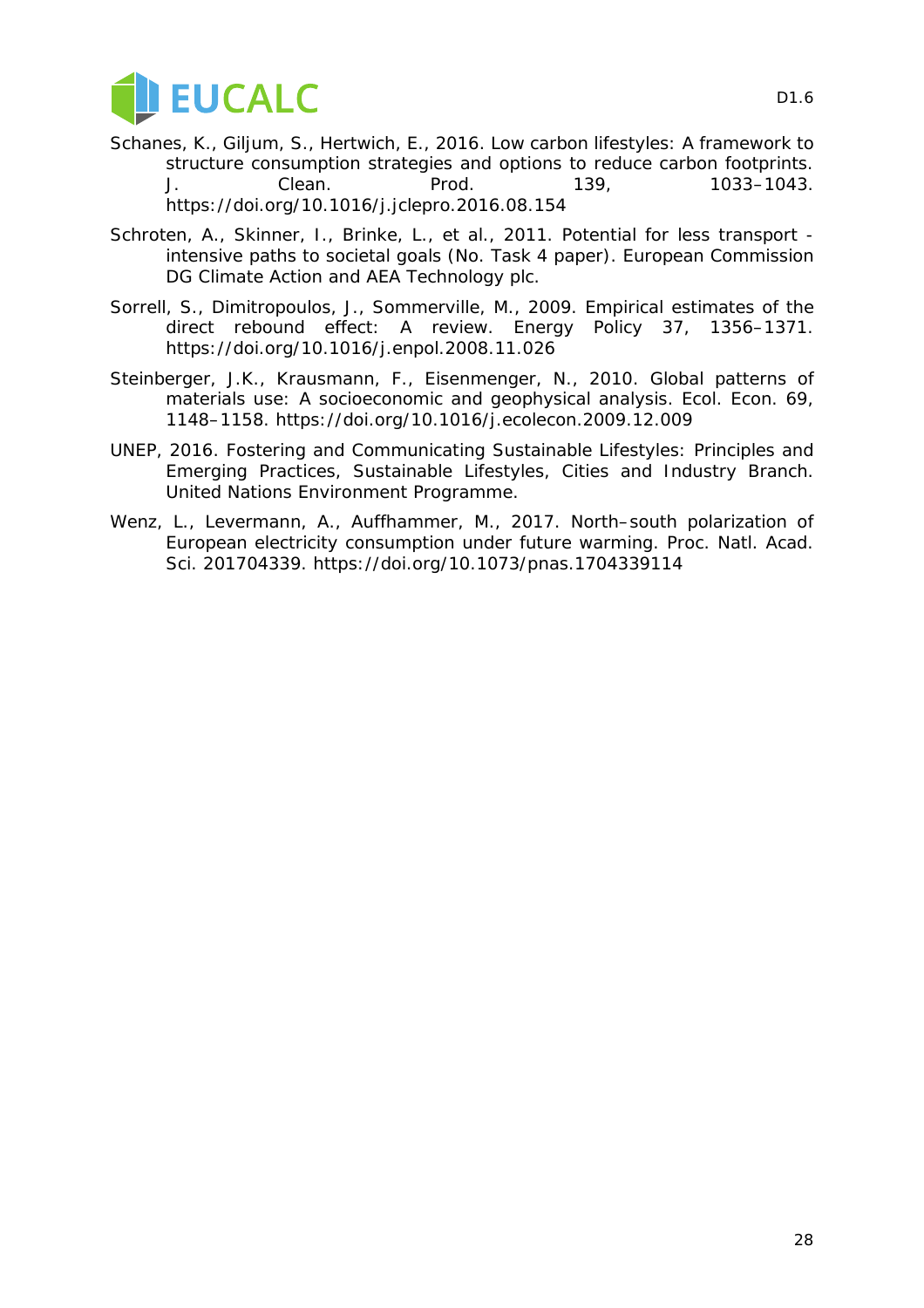Schanes, K., Giljum, S., Hertwich, E., 2016. Low carbon lifestyles: A framework to structure consumption strategies and options to reduce carbon footprints. J. Clean. Prod. 139, 1033–1043. https://doi.org/10.1016/j.jclepro.2016.08.154

Schroten, A., Skinner, I., Brinke, L., et al., 2011. Potential for less transport -intensive paths to societal goals (No. Task 4 paper). European Commission DG Climate Action and AEA Technology plc.

Sorrell, S., Dimitropoulos, J., Sommerville, M., 2009. Empirical estimates of the direct rebound effect: A review. Energy Policy 37, 1356–1371. https://doi.org/10.1016/j.enpol.2008.11.026

Steinberger, J.K., Krausmann, F., Eisenmenger, N., 2010. Global patterns of materials use: A socioeconomic and geophysical analysis. Ecol. Econ. 69, 1148–1158. https://doi.org/10.1016/j.ecolecon.2009.12.009

UNEP, 2016. Fostering and Communicating Sustainable Lifestyles: Principles and Emerging Practices, Sustainable Lifestyles, Cities and Industry Branch. United Nations Environment Programme.

Wenz, L., Levermann, A., Auffhammer, M., 2017. North–south polarization of European electricity consumption under future warming. Proc. Natl. Acad. Sci. 201704339. https://doi.org/10.1073/pnas.1704339114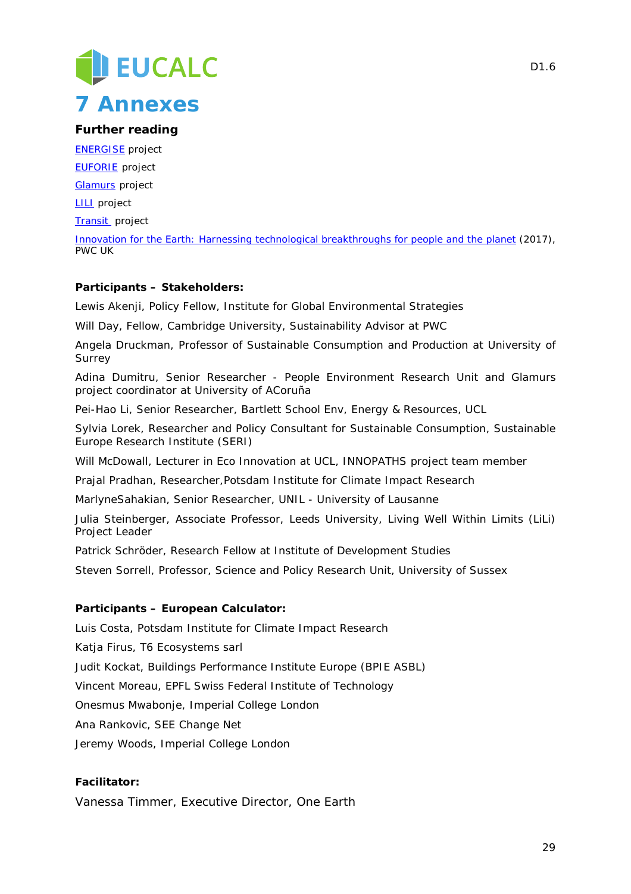# 7 Annexes

### Further reading

[ENERGISE] project

[EUFORIE] project

[Glamurs] project

[LILI] project

[Transit ] project

[Innovation for the Earth: Harnessing technological breakthroughs for people and the planet] (2017), PWC UK

**Participants – Stakeholders:**

Lewis Akenji, Policy Fellow, Institute for Global Environmental Strategies

Will Day, Fellow, Cambridge University, Sustainability Advisor at PWC

Angela Druckman, Professor of Sustainable Consumption and Production at University of Surrey

Adina Dumitru, Senior Researcher - People Environment Research Unit and Glamurs project coordinator at University of ACoruña

Pei-Hao Li, Senior Researcher, Bartlett School Env, Energy & Resources, UCL

Sylvia Lorek, Researcher and Policy Consultant for Sustainable Consumption, Sustainable Europe Research Institute (SERI)

Will McDowall, Lecturer in Eco Innovation at UCL, INNOPATHS project team member

Prajal Pradhan, Researcher,Potsdam Institute for Climate Impact Research

MarlyneSahakian, Senior Researcher, UNIL - University of Lausanne

Julia Steinberger, Associate Professor, Leeds University, Living Well Within Limits (LiLi) Project Leader

Patrick Schröder, Research Fellow at Institute of Development Studies

Steven Sorrell, Professor, Science and Policy Research Unit, University of Sussex

**Participants – European Calculator:**

Luis Costa, Potsdam Institute for Climate Impact Research

Katja Firus, T6 Ecosystems sarl

Judit Kockat, Buildings Performance Institute Europe (BPIE ASBL)

Vincent Moreau, EPFL Swiss Federal Institute of Technology

Onesmus Mwabonje, Imperial College London

Ana Rankovic, SEE Change Net

Jeremy Woods, Imperial College London

**Facilitator:**

Vanessa Timmer, Executive Director, One Earth